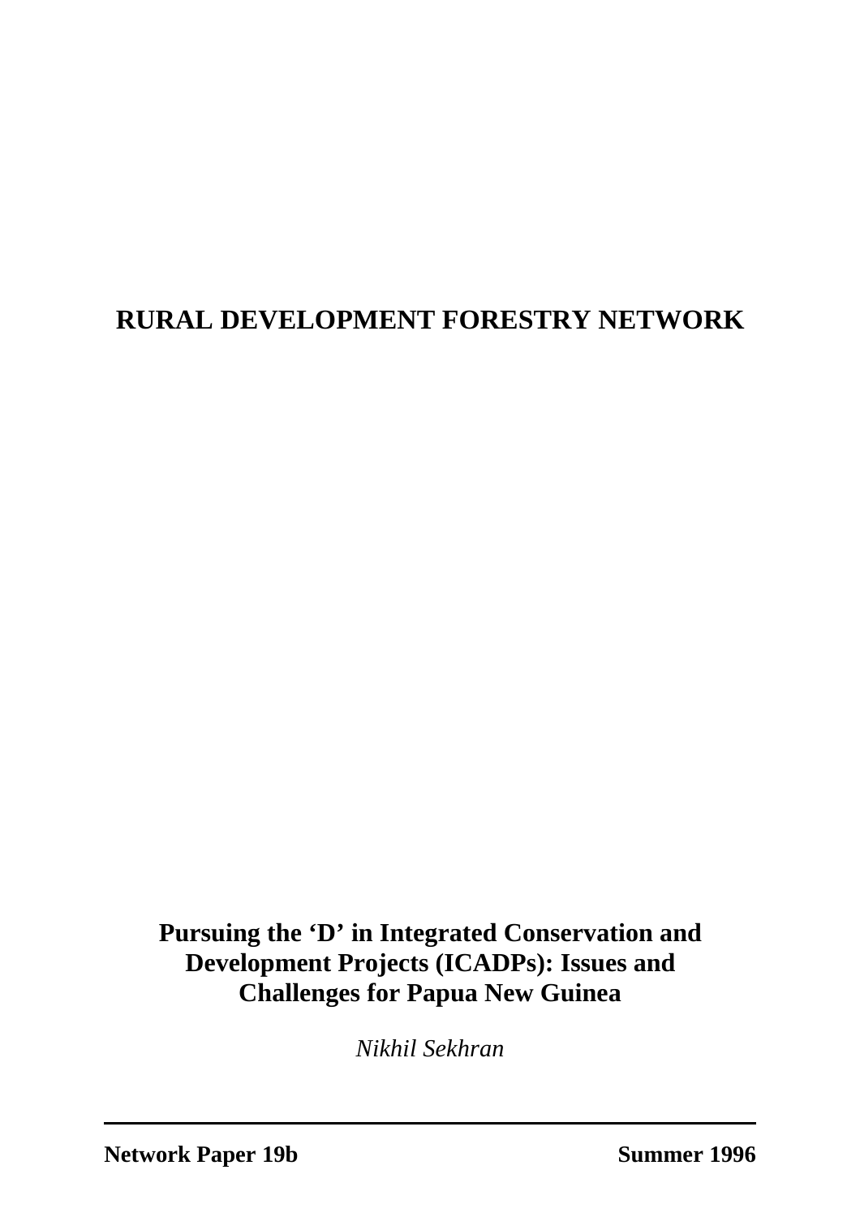# RURAL DEVELOPMENT FORESTRY NETWORK

## Pursuing the 'D' in Integrated Conservation and Development Projects (ICADPs): Issues and Challenges for Papua New Guinea

*Nikhil Sekhran*

---

**Network Paper 19b** **Summer 1996**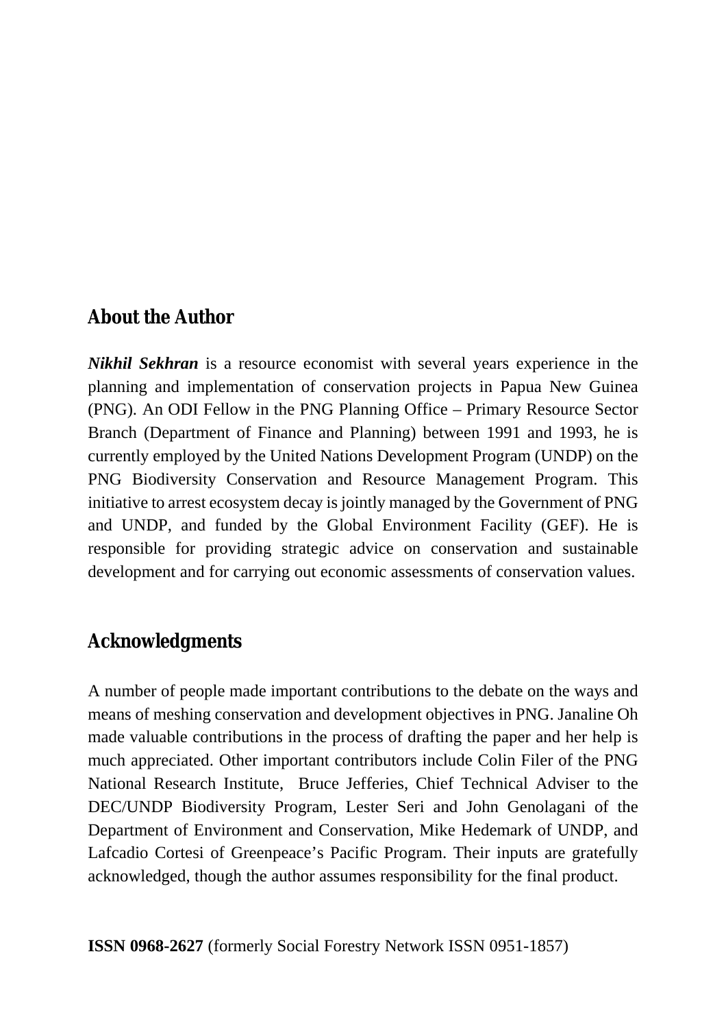## About the Author

***Nikhil Sekhran*** is a resource economist with several years experience in the planning and implementation of conservation projects in Papua New Guinea (PNG). An ODI Fellow in the PNG Planning Office – Primary Resource Sector Branch (Department of Finance and Planning) between 1991 and 1993, he is currently employed by the United Nations Development Program (UNDP) on the PNG Biodiversity Conservation and Resource Management Program. This initiative to arrest ecosystem decay is jointly managed by the Government of PNG and UNDP, and funded by the Global Environment Facility (GEF). He is responsible for providing strategic advice on conservation and sustainable development and for carrying out economic assessments of conservation values.

## Acknowledgments

A number of people made important contributions to the debate on the ways and means of meshing conservation and development objectives in PNG. Janaline Oh made valuable contributions in the process of drafting the paper and her help is much appreciated. Other important contributors include Colin Filer of the PNG National Research Institute, Bruce Jefferies, Chief Technical Adviser to the DEC/UNDP Biodiversity Program, Lester Seri and John Genolagani of the Department of Environment and Conservation, Mike Hedemark of UNDP, and Lafcadio Cortesi of Greenpeace's Pacific Program. Their inputs are gratefully acknowledged, though the author assumes responsibility for the final product.

**ISSN 0968-2627** (formerly Social Forestry Network ISSN 0951-1857)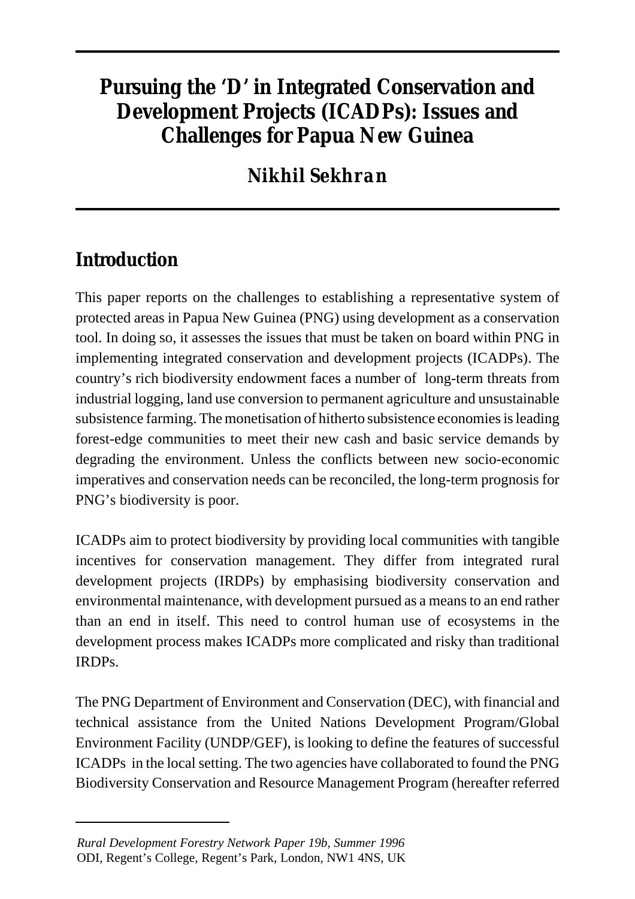# Pursuing the 'D' in Integrated Conservation and Development Projects (ICADPs): Issues and Challenges for Papua New Guinea

## Nikhil Sekhran

## Introduction

This paper reports on the challenges to establishing a representative system of protected areas in Papua New Guinea (PNG) using development as a conservation tool. In doing so, it assesses the issues that must be taken on board within PNG in implementing integrated conservation and development projects (ICADPs). The country's rich biodiversity endowment faces a number of long-term threats from industrial logging, land use conversion to permanent agriculture and unsustainable subsistence farming. The monetisation of hitherto subsistence economies is leading forest-edge communities to meet their new cash and basic service demands by degrading the environment. Unless the conflicts between new socio-economic imperatives and conservation needs can be reconciled, the long-term prognosis for PNG's biodiversity is poor.

ICADPs aim to protect biodiversity by providing local communities with tangible incentives for conservation management. They differ from integrated rural development projects (IRDPs) by emphasising biodiversity conservation and environmental maintenance, with development pursued as a means to an end rather than an end in itself. This need to control human use of ecosystems in the development process makes ICADPs more complicated and risky than traditional IRDPs.

The PNG Department of Environment and Conservation (DEC), with financial and technical assistance from the United Nations Development Program/Global Environment Facility (UNDP/GEF), is looking to define the features of successful ICADPs in the local setting. The two agencies have collaborated to found the PNG Biodiversity Conservation and Resource Management Program (hereafter referred

---

*Rural Development Forestry Network Paper 19b, Summer 1996*
ODI, Regent's College, Regent's Park, London, NW1 4NS, UK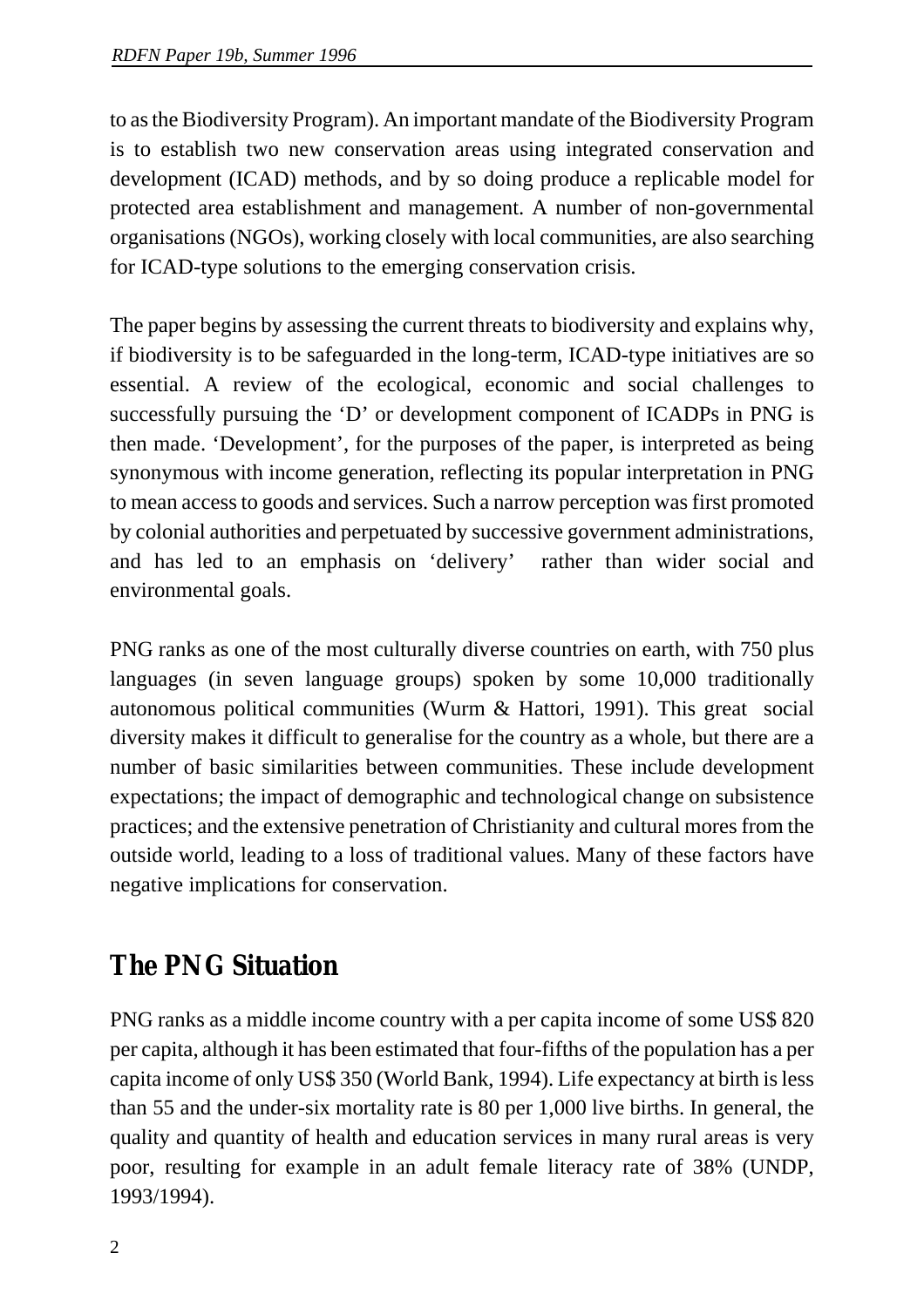to as the Biodiversity Program). An important mandate of the Biodiversity Program is to establish two new conservation areas using integrated conservation and development (ICAD) methods, and by so doing produce a replicable model for protected area establishment and management. A number of non-governmental organisations (NGOs), working closely with local communities, are also searching for ICAD-type solutions to the emerging conservation crisis.

The paper begins by assessing the current threats to biodiversity and explains why, if biodiversity is to be safeguarded in the long-term, ICAD-type initiatives are so essential. A review of the ecological, economic and social challenges to successfully pursuing the 'D' or development component of ICADPs in PNG is then made. 'Development', for the purposes of the paper, is interpreted as being synonymous with income generation, reflecting its popular interpretation in PNG to mean access to goods and services. Such a narrow perception was first promoted by colonial authorities and perpetuated by successive government administrations, and has led to an emphasis on 'delivery' rather than wider social and environmental goals.

PNG ranks as one of the most culturally diverse countries on earth, with 750 plus languages (in seven language groups) spoken by some 10,000 traditionally autonomous political communities (Wurm & Hattori, 1991). This great social diversity makes it difficult to generalise for the country as a whole, but there are a number of basic similarities between communities. These include development expectations; the impact of demographic and technological change on subsistence practices; and the extensive penetration of Christianity and cultural mores from the outside world, leading to a loss of traditional values. Many of these factors have negative implications for conservation.

## The PNG Situation

PNG ranks as a middle income country with a per capita income of some US$ 820 per capita, although it has been estimated that four-fifths of the population has a per capita income of only US$ 350 (World Bank, 1994). Life expectancy at birth is less than 55 and the under-six mortality rate is 80 per 1,000 live births. In general, the quality and quantity of health and education services in many rural areas is very poor, resulting for example in an adult female literacy rate of 38% (UNDP, 1993/1994).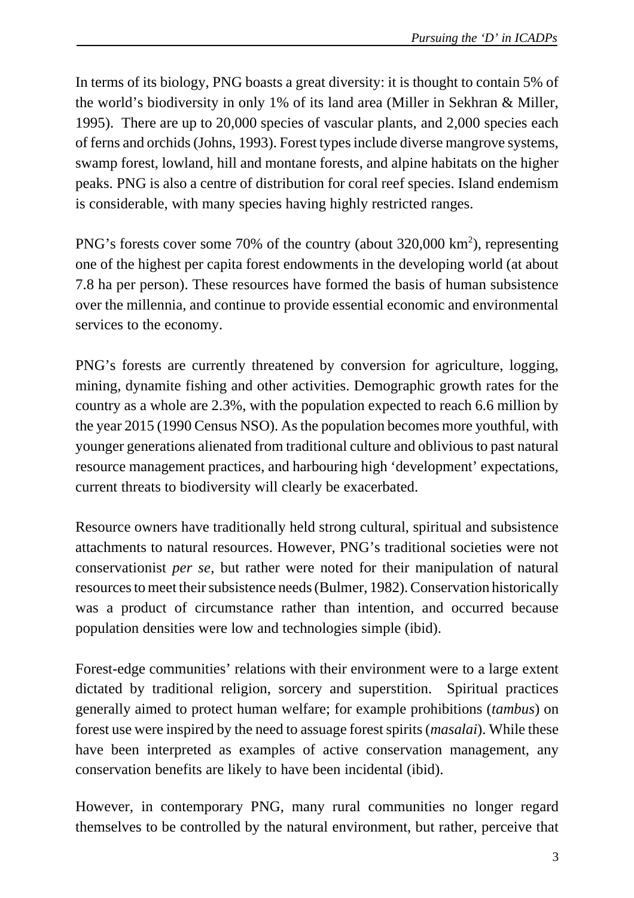In terms of its biology, PNG boasts a great diversity: it is thought to contain 5% of the world's biodiversity in only 1% of its land area (Miller in Sekhran & Miller, 1995). There are up to 20,000 species of vascular plants, and 2,000 species each of ferns and orchids (Johns, 1993). Forest types include diverse mangrove systems, swamp forest, lowland, hill and montane forests, and alpine habitats on the higher peaks. PNG is also a centre of distribution for coral reef species. Island endemism is considerable, with many species having highly restricted ranges.

PNG's forests cover some 70% of the country (about 320,000 $km^2$), representing one of the highest per capita forest endowments in the developing world (at about 7.8 ha per person). These resources have formed the basis of human subsistence over the millennia, and continue to provide essential economic and environmental services to the economy.

PNG's forests are currently threatened by conversion for agriculture, logging, mining, dynamite fishing and other activities. Demographic growth rates for the country as a whole are 2.3%, with the population expected to reach 6.6 million by the year 2015 (1990 Census NSO). As the population becomes more youthful, with younger generations alienated from traditional culture and oblivious to past natural resource management practices, and harbouring high 'development' expectations, current threats to biodiversity will clearly be exacerbated.

Resource owners have traditionally held strong cultural, spiritual and subsistence attachments to natural resources. However, PNG's traditional societies were not conservationist *per se*, but rather were noted for their manipulation of natural resources to meet their subsistence needs (Bulmer, 1982). Conservation historically was a product of circumstance rather than intention, and occurred because population densities were low and technologies simple (ibid).

Forest-edge communities' relations with their environment were to a large extent dictated by traditional religion, sorcery and superstition. Spiritual practices generally aimed to protect human welfare; for example prohibitions (*tambus*) on forest use were inspired by the need to assuage forest spirits (*masalai*). While these have been interpreted as examples of active conservation management, any conservation benefits are likely to have been incidental (ibid).

However, in contemporary PNG, many rural communities no longer regard themselves to be controlled by the natural environment, but rather, perceive that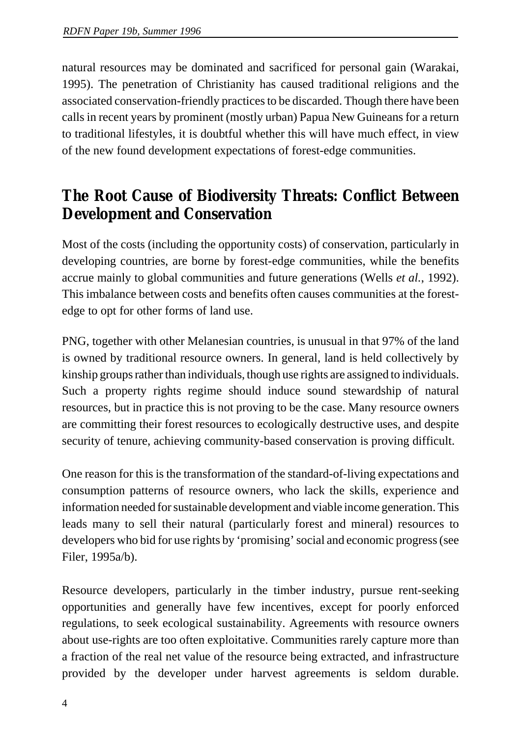natural resources may be dominated and sacrificed for personal gain (Warakai, 1995). The penetration of Christianity has caused traditional religions and the associated conservation-friendly practices to be discarded. Though there have been calls in recent years by prominent (mostly urban) Papua New Guineans for a return to traditional lifestyles, it is doubtful whether this will have much effect, in view of the new found development expectations of forest-edge communities.

## The Root Cause of Biodiversity Threats: Conflict Between Development and Conservation

Most of the costs (including the opportunity costs) of conservation, particularly in developing countries, are borne by forest-edge communities, while the benefits accrue mainly to global communities and future generations (Wells *et al.*, 1992). This imbalance between costs and benefits often causes communities at the forest-edge to opt for other forms of land use.

PNG, together with other Melanesian countries, is unusual in that 97% of the land is owned by traditional resource owners. In general, land is held collectively by kinship groups rather than individuals, though use rights are assigned to individuals. Such a property rights regime should induce sound stewardship of natural resources, but in practice this is not proving to be the case. Many resource owners are committing their forest resources to ecologically destructive uses, and despite security of tenure, achieving community-based conservation is proving difficult.

One reason for this is the transformation of the standard-of-living expectations and consumption patterns of resource owners, who lack the skills, experience and information needed for sustainable development and viable income generation. This leads many to sell their natural (particularly forest and mineral) resources to developers who bid for use rights by 'promising' social and economic progress (see Filer, 1995a/b).

Resource developers, particularly in the timber industry, pursue rent-seeking opportunities and generally have few incentives, except for poorly enforced regulations, to seek ecological sustainability. Agreements with resource owners about use-rights are too often exploitative. Communities rarely capture more than a fraction of the real net value of the resource being extracted, and infrastructure provided by the developer under harvest agreements is seldom durable.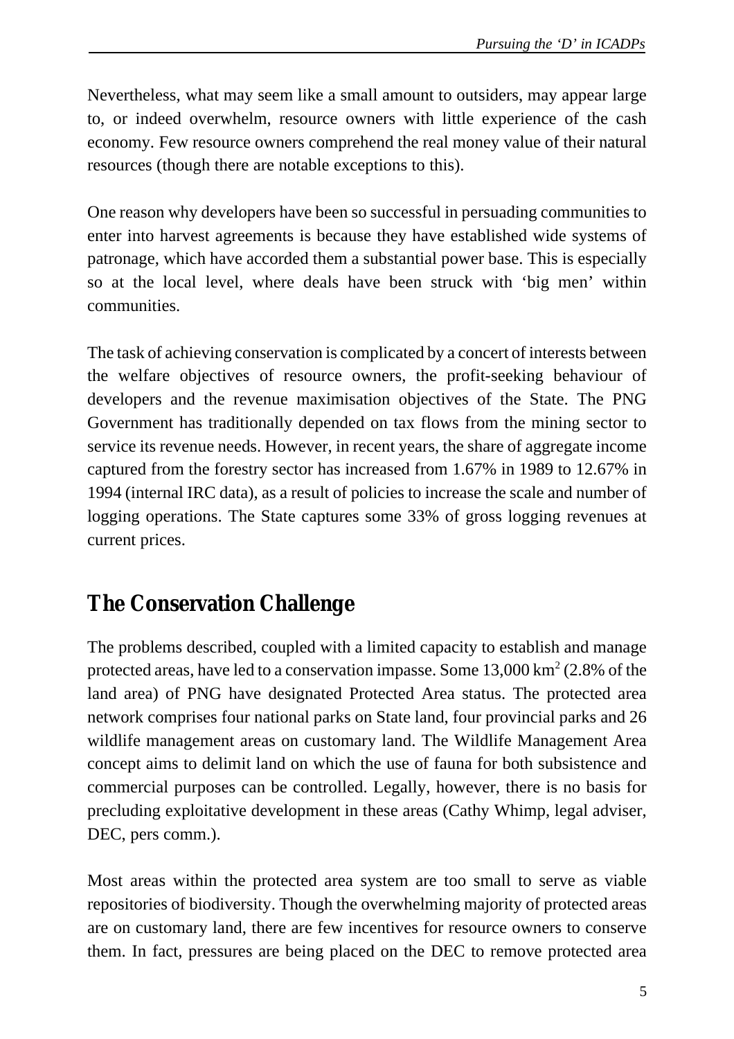Nevertheless, what may seem like a small amount to outsiders, may appear large to, or indeed overwhelm, resource owners with little experience of the cash economy. Few resource owners comprehend the real money value of their natural resources (though there are notable exceptions to this).

One reason why developers have been so successful in persuading communities to enter into harvest agreements is because they have established wide systems of patronage, which have accorded them a substantial power base. This is especially so at the local level, where deals have been struck with 'big men' within communities.

The task of achieving conservation is complicated by a concert of interests between the welfare objectives of resource owners, the profit-seeking behaviour of developers and the revenue maximisation objectives of the State. The PNG Government has traditionally depended on tax flows from the mining sector to service its revenue needs. However, in recent years, the share of aggregate income captured from the forestry sector has increased from 1.67% in 1989 to 12.67% in 1994 (internal IRC data), as a result of policies to increase the scale and number of logging operations. The State captures some 33% of gross logging revenues at current prices.

## The Conservation Challenge

The problems described, coupled with a limited capacity to establish and manage protected areas, have led to a conservation impasse. Some 13,000 $km^2$ (2.8% of the land area) of PNG have designated Protected Area status. The protected area network comprises four national parks on State land, four provincial parks and 26 wildlife management areas on customary land. The Wildlife Management Area concept aims to delimit land on which the use of fauna for both subsistence and commercial purposes can be controlled. Legally, however, there is no basis for precluding exploitative development in these areas (Cathy Whimp, legal adviser, DEC, pers comm.).

Most areas within the protected area system are too small to serve as viable repositories of biodiversity. Though the overwhelming majority of protected areas are on customary land, there are few incentives for resource owners to conserve them. In fact, pressures are being placed on the DEC to remove protected area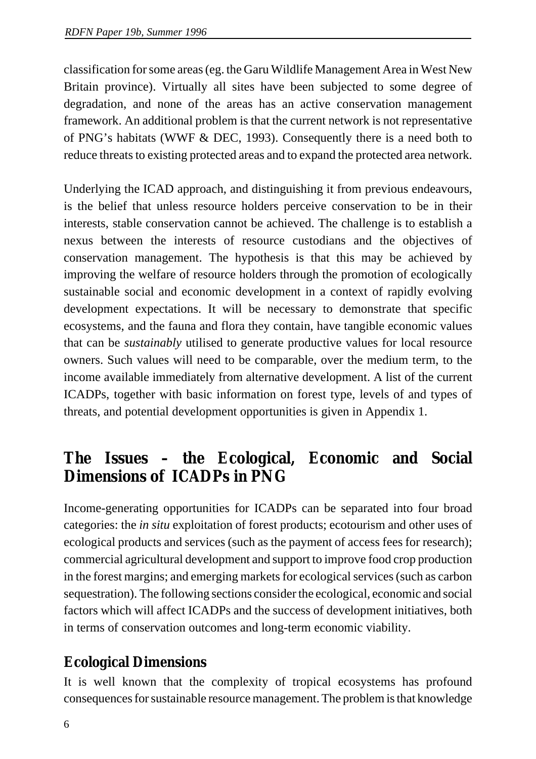classification for some areas (eg. the Garu Wildlife Management Area in West New Britain province). Virtually all sites have been subjected to some degree of degradation, and none of the areas has an active conservation management framework. An additional problem is that the current network is not representative of PNG's habitats (WWF & DEC, 1993). Consequently there is a need both to reduce threats to existing protected areas and to expand the protected area network.

Underlying the ICAD approach, and distinguishing it from previous endeavours, is the belief that unless resource holders perceive conservation to be in their interests, stable conservation cannot be achieved. The challenge is to establish a nexus between the interests of resource custodians and the objectives of conservation management. The hypothesis is that this may be achieved by improving the welfare of resource holders through the promotion of ecologically sustainable social and economic development in a context of rapidly evolving development expectations. It will be necessary to demonstrate that specific ecosystems, and the fauna and flora they contain, have tangible economic values that can be *sustainably* utilised to generate productive values for local resource owners. Such values will need to be comparable, over the medium term, to the income available immediately from alternative development. A list of the current ICADPs, together with basic information on forest type, levels of and types of threats, and potential development opportunities is given in Appendix 1.

## The Issues – the Ecological, Economic and Social Dimensions of ICADPs in PNG

Income-generating opportunities for ICADPs can be separated into four broad categories: the *in situ* exploitation of forest products; ecotourism and other uses of ecological products and services (such as the payment of access fees for research); commercial agricultural development and support to improve food crop production in the forest margins; and emerging markets for ecological services (such as carbon sequestration). The following sections consider the ecological, economic and social factors which will affect ICADPs and the success of development initiatives, both in terms of conservation outcomes and long-term economic viability.

### Ecological Dimensions

It is well known that the complexity of tropical ecosystems has profound consequences for sustainable resource management. The problem is that knowledge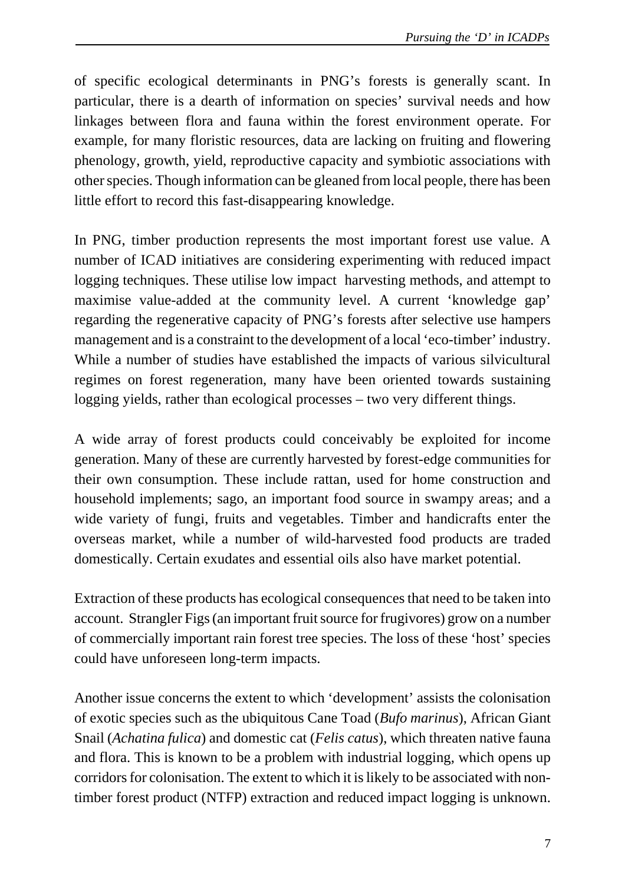of specific ecological determinants in PNG's forests is generally scant. In particular, there is a dearth of information on species' survival needs and how linkages between flora and fauna within the forest environment operate. For example, for many floristic resources, data are lacking on fruiting and flowering phenology, growth, yield, reproductive capacity and symbiotic associations with other species. Though information can be gleaned from local people, there has been little effort to record this fast-disappearing knowledge.

In PNG, timber production represents the most important forest use value. A number of ICAD initiatives are considering experimenting with reduced impact logging techniques. These utilise low impact harvesting methods, and attempt to maximise value-added at the community level. A current 'knowledge gap' regarding the regenerative capacity of PNG's forests after selective use hampers management and is a constraint to the development of a local 'eco-timber' industry. While a number of studies have established the impacts of various silvicultural regimes on forest regeneration, many have been oriented towards sustaining logging yields, rather than ecological processes – two very different things.

A wide array of forest products could conceivably be exploited for income generation. Many of these are currently harvested by forest-edge communities for their own consumption. These include rattan, used for home construction and household implements; sago, an important food source in swampy areas; and a wide variety of fungi, fruits and vegetables. Timber and handicrafts enter the overseas market, while a number of wild-harvested food products are traded domestically. Certain exudates and essential oils also have market potential.

Extraction of these products has ecological consequences that need to be taken into account. Strangler Figs (an important fruit source for frugivores) grow on a number of commercially important rain forest tree species. The loss of these 'host' species could have unforeseen long-term impacts.

Another issue concerns the extent to which 'development' assists the colonisation of exotic species such as the ubiquitous Cane Toad (*Bufo marinus*), African Giant Snail (*Achatina fulica*) and domestic cat (*Felis catus*), which threaten native fauna and flora. This is known to be a problem with industrial logging, which opens up corridors for colonisation. The extent to which it is likely to be associated with non-timber forest product (NTFP) extraction and reduced impact logging is unknown.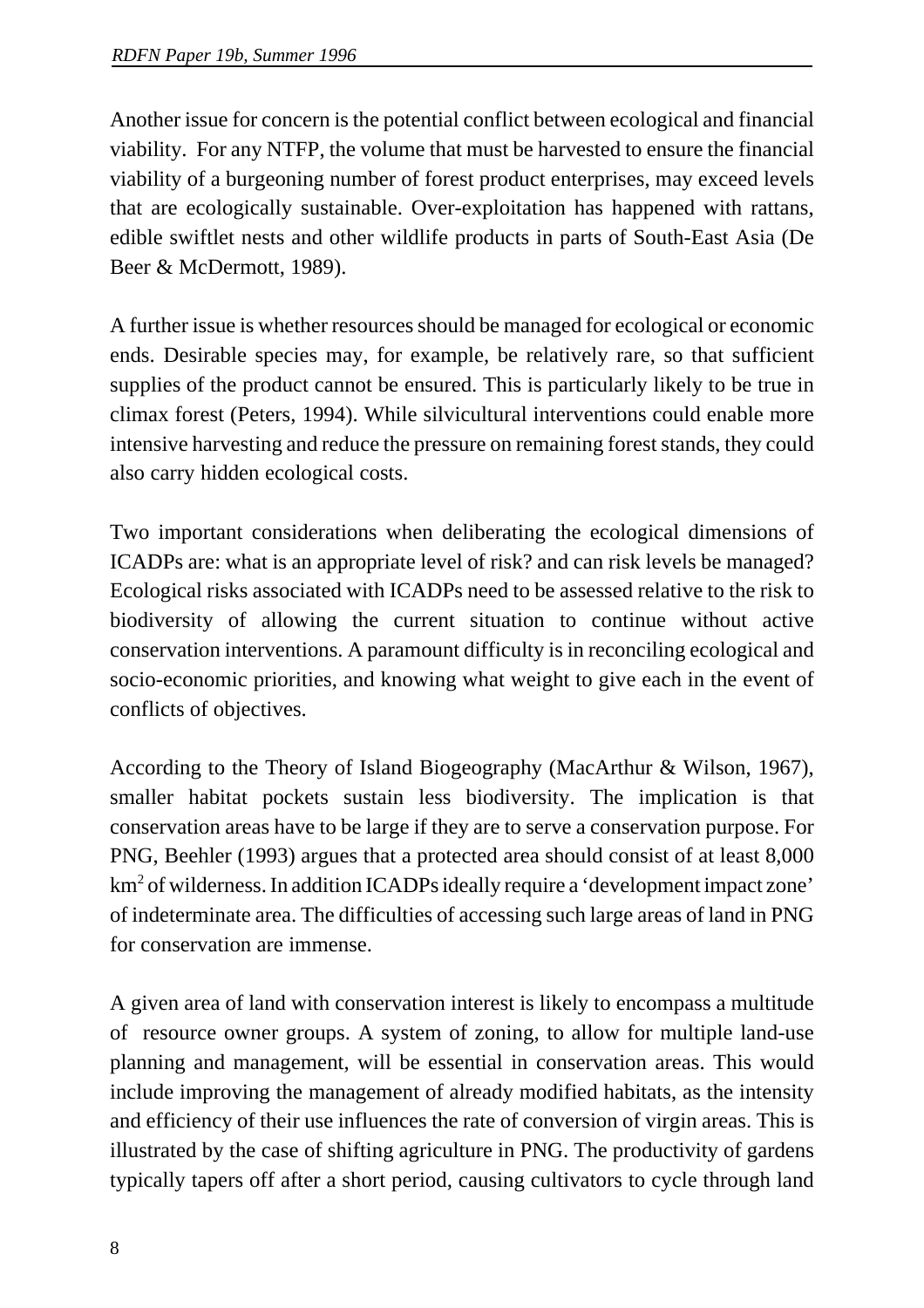Another issue for concern is the potential conflict between ecological and financial viability. For any NTFP, the volume that must be harvested to ensure the financial viability of a burgeoning number of forest product enterprises, may exceed levels that are ecologically sustainable. Over-exploitation has happened with rattans, edible swiftlet nests and other wildlife products in parts of South-East Asia (De Beer & McDermott, 1989).

A further issue is whether resources should be managed for ecological or economic ends. Desirable species may, for example, be relatively rare, so that sufficient supplies of the product cannot be ensured. This is particularly likely to be true in climax forest (Peters, 1994). While silvicultural interventions could enable more intensive harvesting and reduce the pressure on remaining forest stands, they could also carry hidden ecological costs.

Two important considerations when deliberating the ecological dimensions of ICADPs are: what is an appropriate level of risk? and can risk levels be managed? Ecological risks associated with ICADPs need to be assessed relative to the risk to biodiversity of allowing the current situation to continue without active conservation interventions. A paramount difficulty is in reconciling ecological and socio-economic priorities, and knowing what weight to give each in the event of conflicts of objectives.

According to the Theory of Island Biogeography (MacArthur & Wilson, 1967), smaller habitat pockets sustain less biodiversity. The implication is that conservation areas have to be large if they are to serve a conservation purpose. For PNG, Beehler (1993) argues that a protected area should consist of at least 8,000 $km^2$ of wilderness. In addition ICADPs ideally require a 'development impact zone' of indeterminate area. The difficulties of accessing such large areas of land in PNG for conservation are immense.

A given area of land with conservation interest is likely to encompass a multitude of resource owner groups. A system of zoning, to allow for multiple land-use planning and management, will be essential in conservation areas. This would include improving the management of already modified habitats, as the intensity and efficiency of their use influences the rate of conversion of virgin areas. This is illustrated by the case of shifting agriculture in PNG. The productivity of gardens typically tapers off after a short period, causing cultivators to cycle through land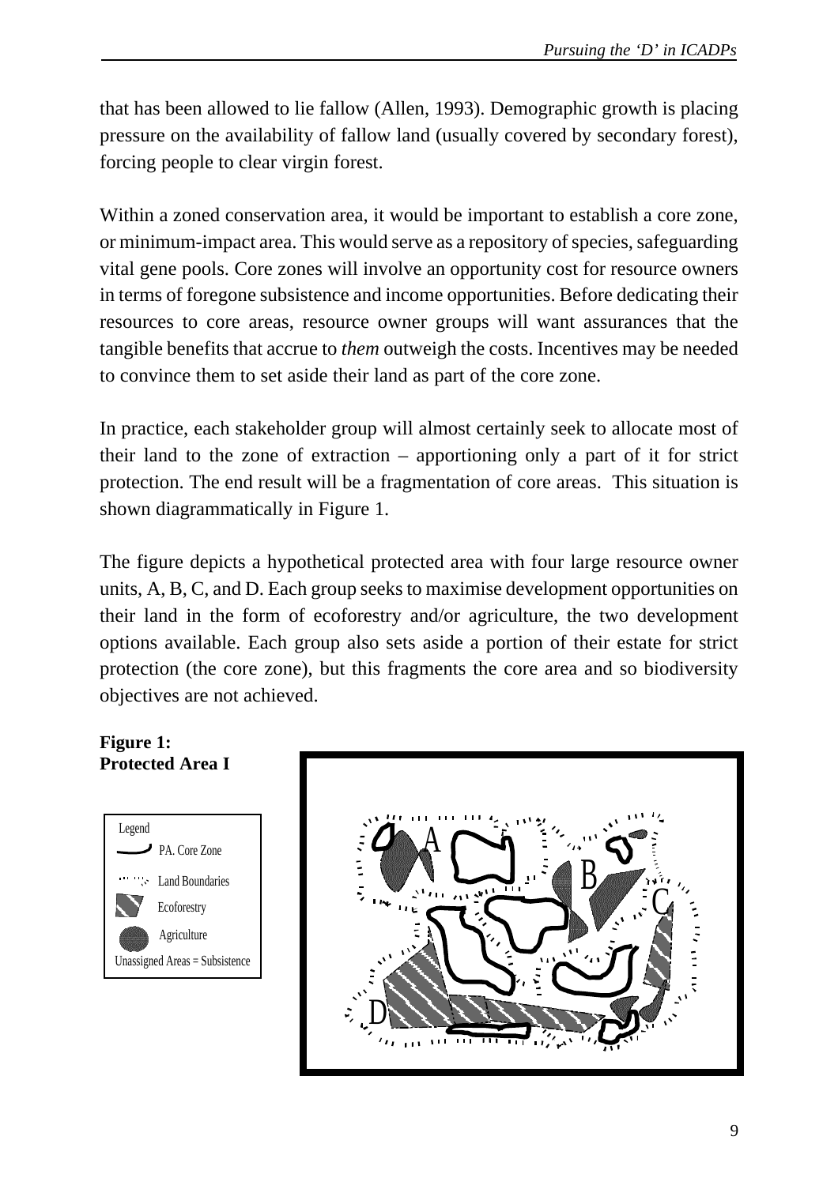that has been allowed to lie fallow (Allen, 1993). Demographic growth is placing pressure on the availability of fallow land (usually covered by secondary forest), forcing people to clear virgin forest.

Within a zoned conservation area, it would be important to establish a core zone, or minimum-impact area. This would serve as a repository of species, safeguarding vital gene pools. Core zones will involve an opportunity cost for resource owners in terms of foregone subsistence and income opportunities. Before dedicating their resources to core areas, resource owner groups will want assurances that the tangible benefits that accrue to *them* outweigh the costs. Incentives may be needed to convince them to set aside their land as part of the core zone.

In practice, each stakeholder group will almost certainly seek to allocate most of their land to the zone of extraction – apportioning only a part of it for strict protection. The end result will be a fragmentation of core areas. This situation is shown diagrammatically in Figure 1.

The figure depicts a hypothetical protected area with four large resource owner units, A, B, C, and D. Each group seeks to maximise development opportunities on their land in the form of ecoforestry and/or agriculture, the two development options available. Each group also sets aside a portion of their estate for strict protection (the core zone), but this fragments the core area and so biodiversity objectives are not achieved.

**Figure 1:**
**Protected Area I**

Legend
- PA. Core Zone
- Land Boundaries
- Ecoforestry
- Agriculture
- Unassigned Areas = Subsistence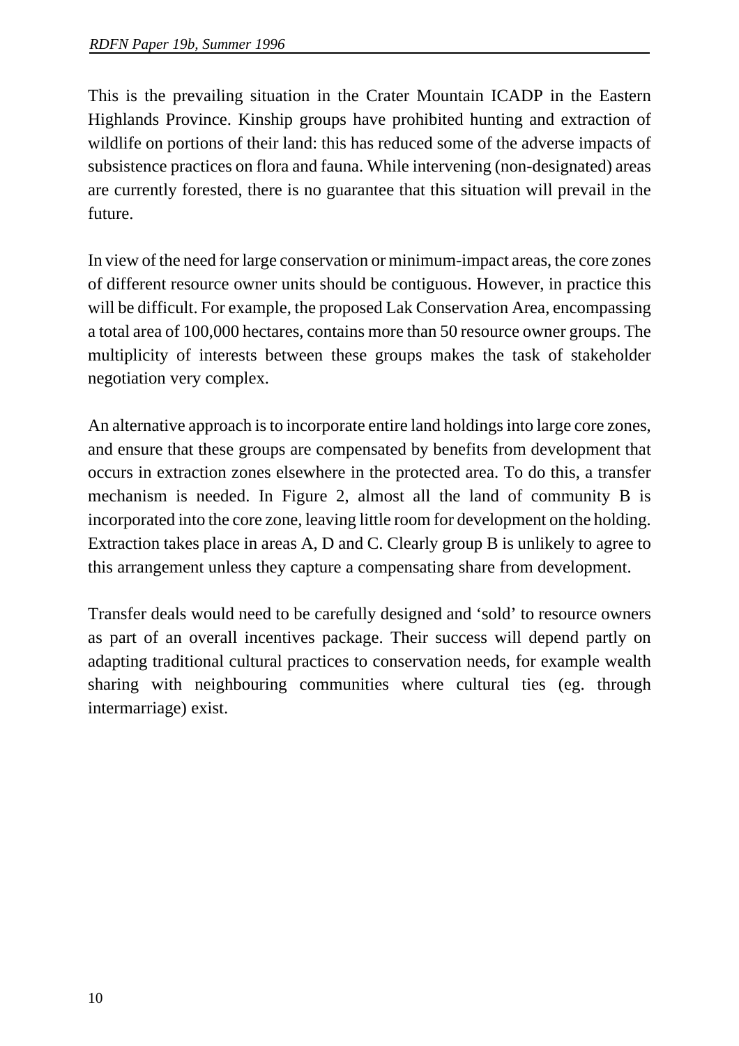This is the prevailing situation in the Crater Mountain ICADP in the Eastern Highlands Province. Kinship groups have prohibited hunting and extraction of wildlife on portions of their land: this has reduced some of the adverse impacts of subsistence practices on flora and fauna. While intervening (non-designated) areas are currently forested, there is no guarantee that this situation will prevail in the future.

In view of the need for large conservation or minimum-impact areas, the core zones of different resource owner units should be contiguous. However, in practice this will be difficult. For example, the proposed Lak Conservation Area, encompassing a total area of 100,000 hectares, contains more than 50 resource owner groups. The multiplicity of interests between these groups makes the task of stakeholder negotiation very complex.

An alternative approach is to incorporate entire land holdings into large core zones, and ensure that these groups are compensated by benefits from development that occurs in extraction zones elsewhere in the protected area. To do this, a transfer mechanism is needed. In Figure 2, almost all the land of community B is incorporated into the core zone, leaving little room for development on the holding. Extraction takes place in areas A, D and C. Clearly group B is unlikely to agree to this arrangement unless they capture a compensating share from development.

Transfer deals would need to be carefully designed and 'sold' to resource owners as part of an overall incentives package. Their success will depend partly on adapting traditional cultural practices to conservation needs, for example wealth sharing with neighbouring communities where cultural ties (eg. through intermarriage) exist.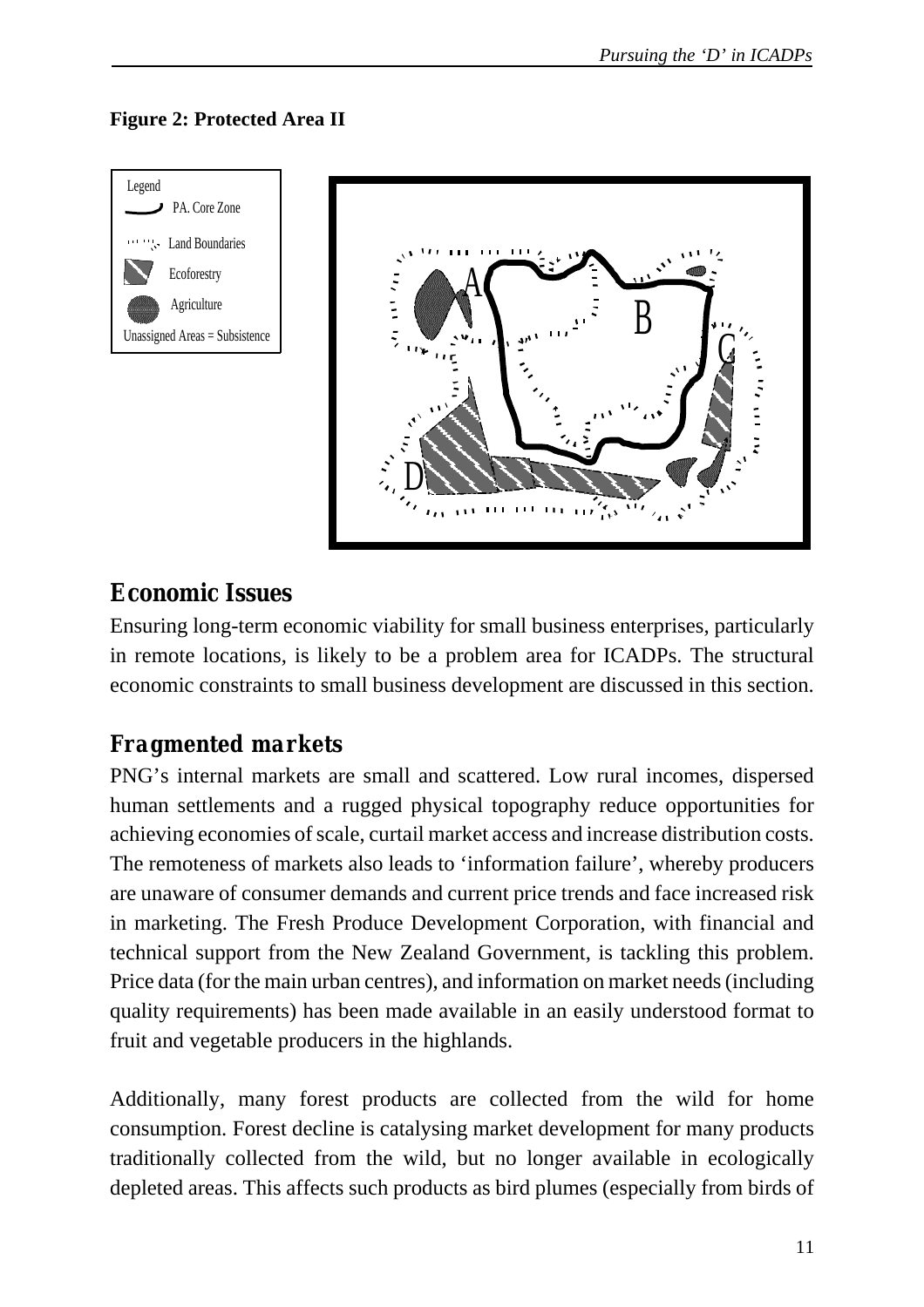**Figure 2: Protected Area II**

Legend
PA. Core Zone
Land Boundaries
Ecoforestry
Agriculture
Unassigned Areas = Subsistence

## Economic Issues

Ensuring long-term economic viability for small business enterprises, particularly in remote locations, is likely to be a problem area for ICADPs. The structural economic constraints to small business development are discussed in this section.

## Fragmented markets

PNG's internal markets are small and scattered. Low rural incomes, dispersed human settlements and a rugged physical topography reduce opportunities for achieving economies of scale, curtail market access and increase distribution costs. The remoteness of markets also leads to 'information failure', whereby producers are unaware of consumer demands and current price trends and face increased risk in marketing. The Fresh Produce Development Corporation, with financial and technical support from the New Zealand Government, is tackling this problem. Price data (for the main urban centres), and information on market needs (including quality requirements) has been made available in an easily understood format to fruit and vegetable producers in the highlands.

Additionally, many forest products are collected from the wild for home consumption. Forest decline is catalysing market development for many products traditionally collected from the wild, but no longer available in ecologically depleted areas. This affects such products as bird plumes (especially from birds of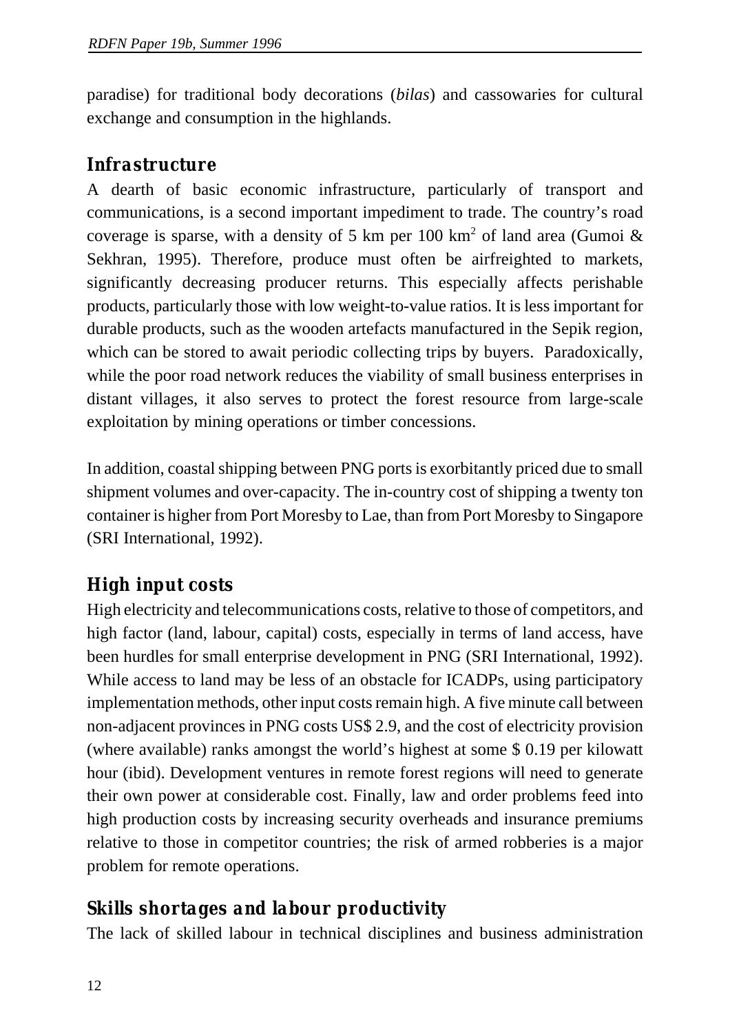paradise) for traditional body decorations (*bilas*) and cassowaries for cultural exchange and consumption in the highlands.

## Infrastructure

A dearth of basic economic infrastructure, particularly of transport and communications, is a second important impediment to trade. The country's road coverage is sparse, with a density of 5 km per 100 km$^2$ of land area (Gumoi & Sekhran, 1995). Therefore, produce must often be airfreighted to markets, significantly decreasing producer returns. This especially affects perishable products, particularly those with low weight-to-value ratios. It is less important for durable products, such as the wooden artefacts manufactured in the Sepik region, which can be stored to await periodic collecting trips by buyers. Paradoxically, while the poor road network reduces the viability of small business enterprises in distant villages, it also serves to protect the forest resource from large-scale exploitation by mining operations or timber concessions.

In addition, coastal shipping between PNG ports is exorbitantly priced due to small shipment volumes and over-capacity. The in-country cost of shipping a twenty ton container is higher from Port Moresby to Lae, than from Port Moresby to Singapore (SRI International, 1992).

## High input costs

High electricity and telecommunications costs, relative to those of competitors, and high factor (land, labour, capital) costs, especially in terms of land access, have been hurdles for small enterprise development in PNG (SRI International, 1992). While access to land may be less of an obstacle for ICADPs, using participatory implementation methods, other input costs remain high. A five minute call between non-adjacent provinces in PNG costs US$ 2.9, and the cost of electricity provision (where available) ranks amongst the world's highest at some $ 0.19 per kilowatt hour (ibid). Development ventures in remote forest regions will need to generate their own power at considerable cost. Finally, law and order problems feed into high production costs by increasing security overheads and insurance premiums relative to those in competitor countries; the risk of armed robberies is a major problem for remote operations.

## Skills shortages and labour productivity

The lack of skilled labour in technical disciplines and business administration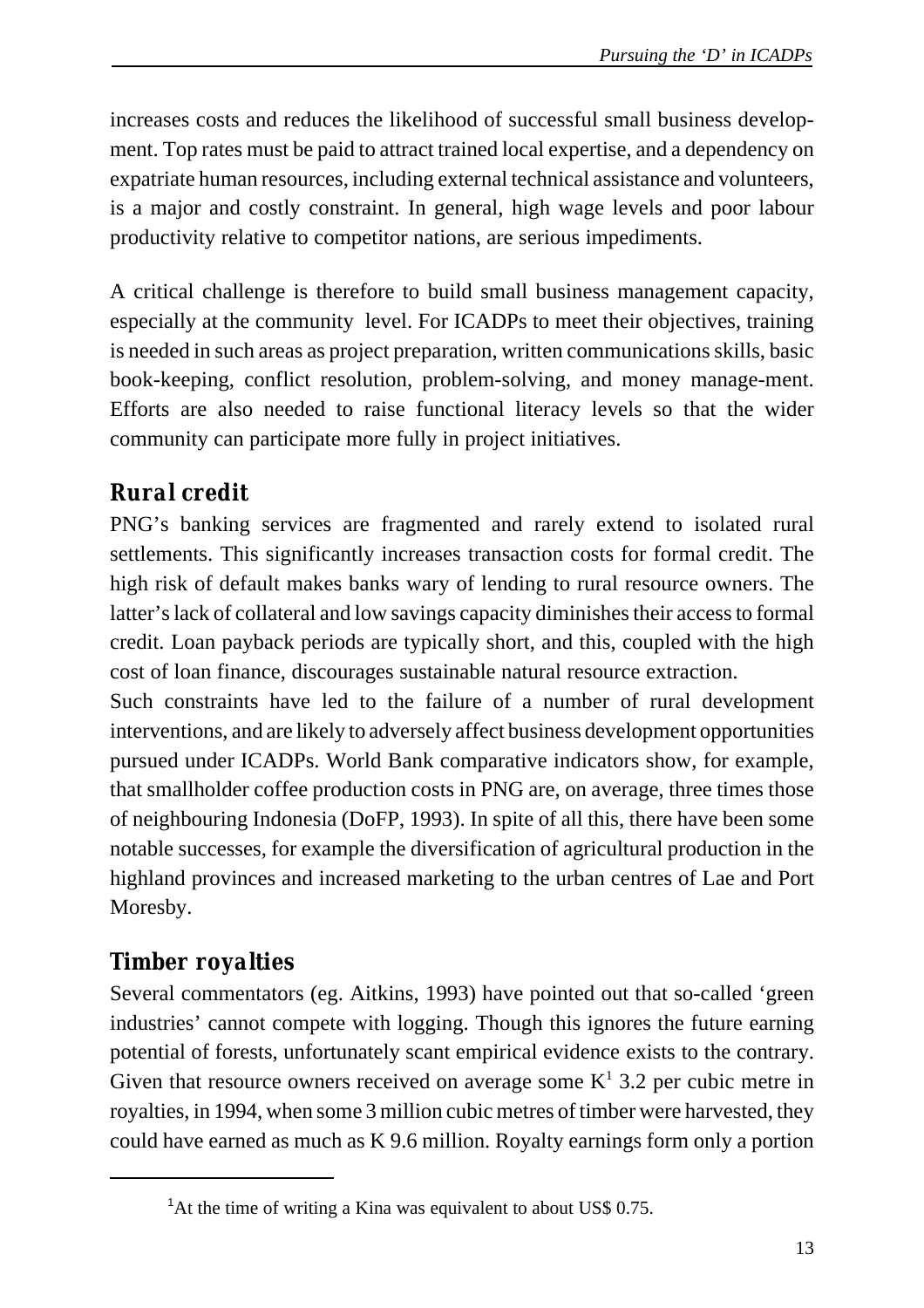increases costs and reduces the likelihood of successful small business development. Top rates must be paid to attract trained local expertise, and a dependency on expatriate human resources, including external technical assistance and volunteers, is a major and costly constraint. In general, high wage levels and poor labour productivity relative to competitor nations, are serious impediments.

A critical challenge is therefore to build small business management capacity, especially at the community level. For ICADPs to meet their objectives, training is needed in such areas as project preparation, written communications skills, basic book-keeping, conflict resolution, problem-solving, and money manage-ment. Efforts are also needed to raise functional literacy levels so that the wider community can participate more fully in project initiatives.

## Rural credit

PNG's banking services are fragmented and rarely extend to isolated rural settlements. This significantly increases transaction costs for formal credit. The high risk of default makes banks wary of lending to rural resource owners. The latter's lack of collateral and low savings capacity diminishes their access to formal credit. Loan payback periods are typically short, and this, coupled with the high cost of loan finance, discourages sustainable natural resource extraction.

Such constraints have led to the failure of a number of rural development interventions, and are likely to adversely affect business development opportunities pursued under ICADPs. World Bank comparative indicators show, for example, that smallholder coffee production costs in PNG are, on average, three times those of neighbouring Indonesia (DoFP, 1993). In spite of all this, there have been some notable successes, for example the diversification of agricultural production in the highland provinces and increased marketing to the urban centres of Lae and Port Moresby.

## Timber royalties

Several commentators (eg. Aitkins, 1993) have pointed out that so-called 'green industries' cannot compete with logging. Though this ignores the future earning potential of forests, unfortunately scant empirical evidence exists to the contrary. Given that resource owners received on average some K[1] 3.2 per cubic metre in royalties, in 1994, when some 3 million cubic metres of timber were harvested, they could have earned as much as K 9.6 million. Royalty earnings form only a portion

[1]At the time of writing a Kina was equivalent to about US$ 0.75.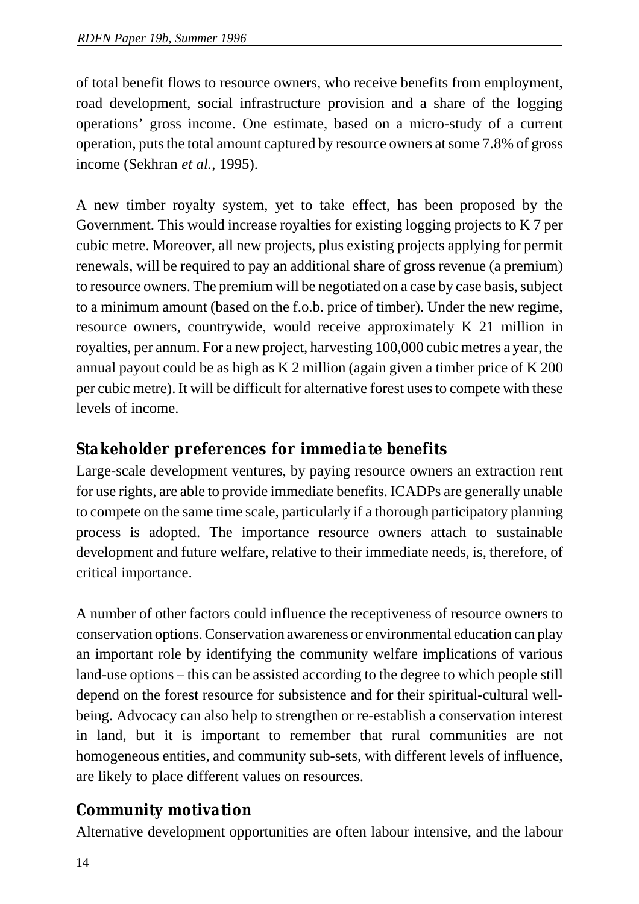of total benefit flows to resource owners, who receive benefits from employment, road development, social infrastructure provision and a share of the logging operations' gross income. One estimate, based on a micro-study of a current operation, puts the total amount captured by resource owners at some 7.8% of gross income (Sekhran *et al.*, 1995).

A new timber royalty system, yet to take effect, has been proposed by the Government. This would increase royalties for existing logging projects to K 7 per cubic metre. Moreover, all new projects, plus existing projects applying for permit renewals, will be required to pay an additional share of gross revenue (a premium) to resource owners. The premium will be negotiated on a case by case basis, subject to a minimum amount (based on the f.o.b. price of timber). Under the new regime, resource owners, countrywide, would receive approximately K 21 million in royalties, per annum. For a new project, harvesting 100,000 cubic metres a year, the annual payout could be as high as K 2 million (again given a timber price of K 200 per cubic metre). It will be difficult for alternative forest uses to compete with these levels of income.

## Stakeholder preferences for immediate benefits

Large-scale development ventures, by paying resource owners an extraction rent for use rights, are able to provide immediate benefits. ICADPs are generally unable to compete on the same time scale, particularly if a thorough participatory planning process is adopted. The importance resource owners attach to sustainable development and future welfare, relative to their immediate needs, is, therefore, of critical importance.

A number of other factors could influence the receptiveness of resource owners to conservation options. Conservation awareness or environmental education can play an important role by identifying the community welfare implications of various land-use options – this can be assisted according to the degree to which people still depend on the forest resource for subsistence and for their spiritual-cultural well-being. Advocacy can also help to strengthen or re-establish a conservation interest in land, but it is important to remember that rural communities are not homogeneous entities, and community sub-sets, with different levels of influence, are likely to place different values on resources.

## Community motivation

Alternative development opportunities are often labour intensive, and the labour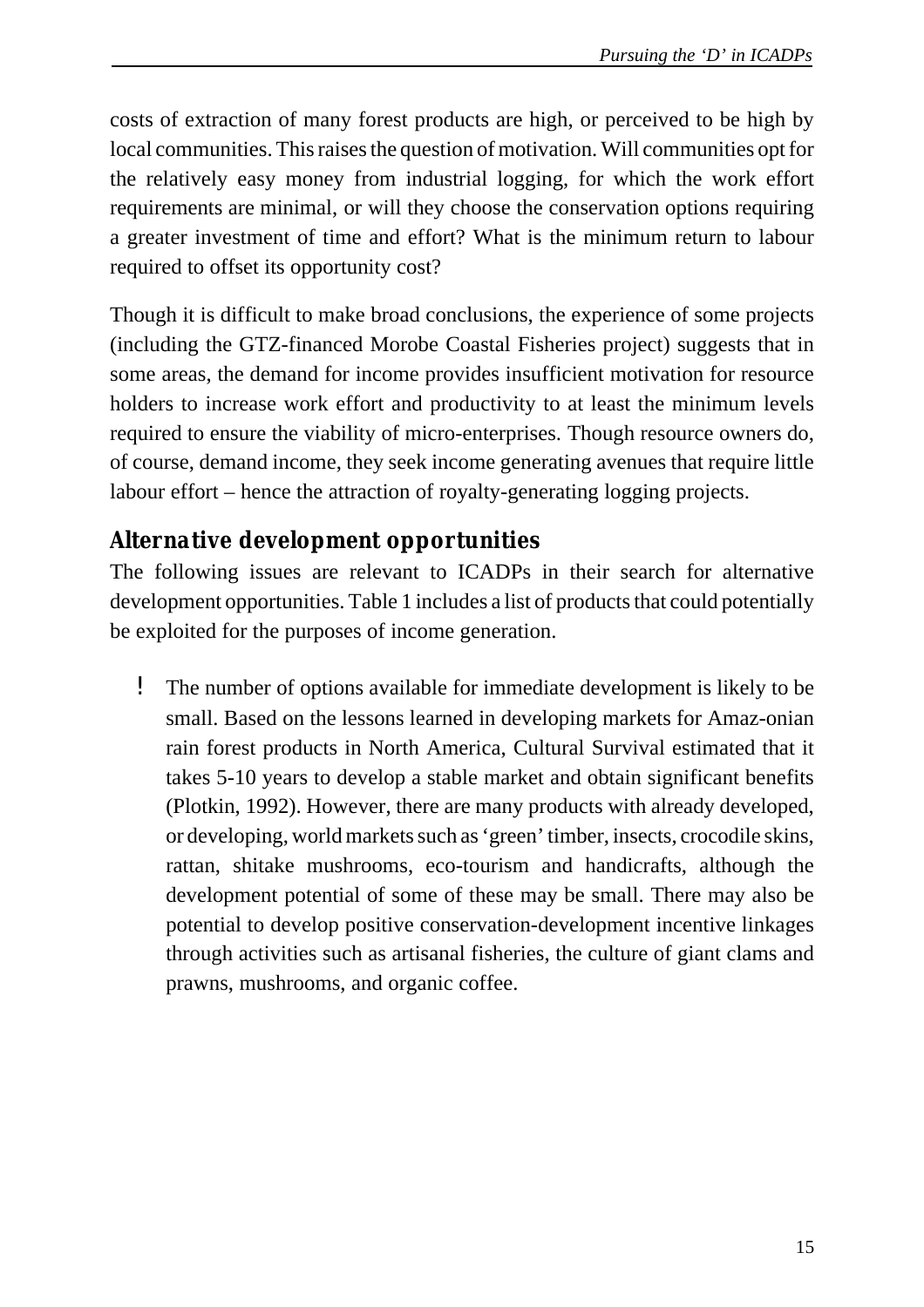costs of extraction of many forest products are high, or perceived to be high by local communities. This raises the question of motivation. Will communities opt for the relatively easy money from industrial logging, for which the work effort requirements are minimal, or will they choose the conservation options requiring a greater investment of time and effort? What is the minimum return to labour required to offset its opportunity cost?

Though it is difficult to make broad conclusions, the experience of some projects (including the GTZ-financed Morobe Coastal Fisheries project) suggests that in some areas, the demand for income provides insufficient motivation for resource holders to increase work effort and productivity to at least the minimum levels required to ensure the viability of micro-enterprises. Though resource owners do, of course, demand income, they seek income generating avenues that require little labour effort – hence the attraction of royalty-generating logging projects.

## Alternative development opportunities

The following issues are relevant to ICADPs in their search for alternative development opportunities. Table 1 includes a list of products that could potentially be exploited for the purposes of income generation.

- The number of options available for immediate development is likely to be small. Based on the lessons learned in developing markets for Amaz-onian rain forest products in North America, Cultural Survival estimated that it takes 5-10 years to develop a stable market and obtain significant benefits (Plotkin, 1992). However, there are many products with already developed, or developing, world markets such as 'green' timber, insects, crocodile skins, rattan, shitake mushrooms, eco-tourism and handicrafts, although the development potential of some of these may be small. There may also be potential to develop positive conservation-development incentive linkages through activities such as artisanal fisheries, the culture of giant clams and prawns, mushrooms, and organic coffee.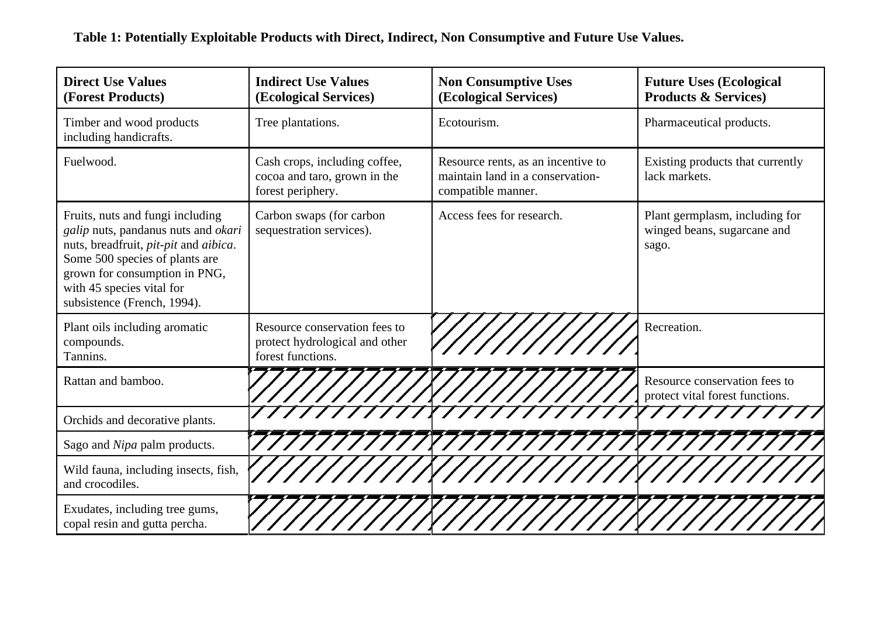**Table 1: Potentially Exploitable Products with Direct, Indirect, Non Consumptive and Future Use Values.**

| **Direct Use Values (Forest Products)** | **Indirect Use Values (Ecological Services)** | **Non Consumptive Uses (Ecological Services)** | **Future Uses (Ecological Products & Services)** |
|---|---|---|---|
| Timber and wood products including handicrafts. | Tree plantations. | Ecotourism. | Pharmaceutical products. |
| Fuelwood. | Cash crops, including coffee, cocoa and taro, grown in the forest periphery. | Resource rents, as an incentive to maintain land in a conservation-compatible manner. | Existing products that currently lack markets. |
| Fruits, nuts and fungi including *galip* nuts, pandanus nuts and *okari* nuts, breadfruit, *pit-pit* and *aibica*. Some 500 species of plants are grown for consumption in PNG, with 45 species vital for subsistence (French, 1994). | Carbon swaps (for carbon sequestration services). | Access fees for research. | Plant germplasm, including for winged beans, sugarcane and sago. |
| Plant oils including aromatic compounds. Tannins. | Resource conservation fees to protect hydrological and other forest functions. | | Recreation. |
| Rattan and bamboo. | | | Resource conservation fees to protect vital forest functions. |
| Orchids and decorative plants. | | | |
| Sago and *Nipa* palm products. | | | |
| Wild fauna, including insects, fish, and crocodiles. | | | |
| Exudates, including tree gums, copal resin and gutta percha. | | | |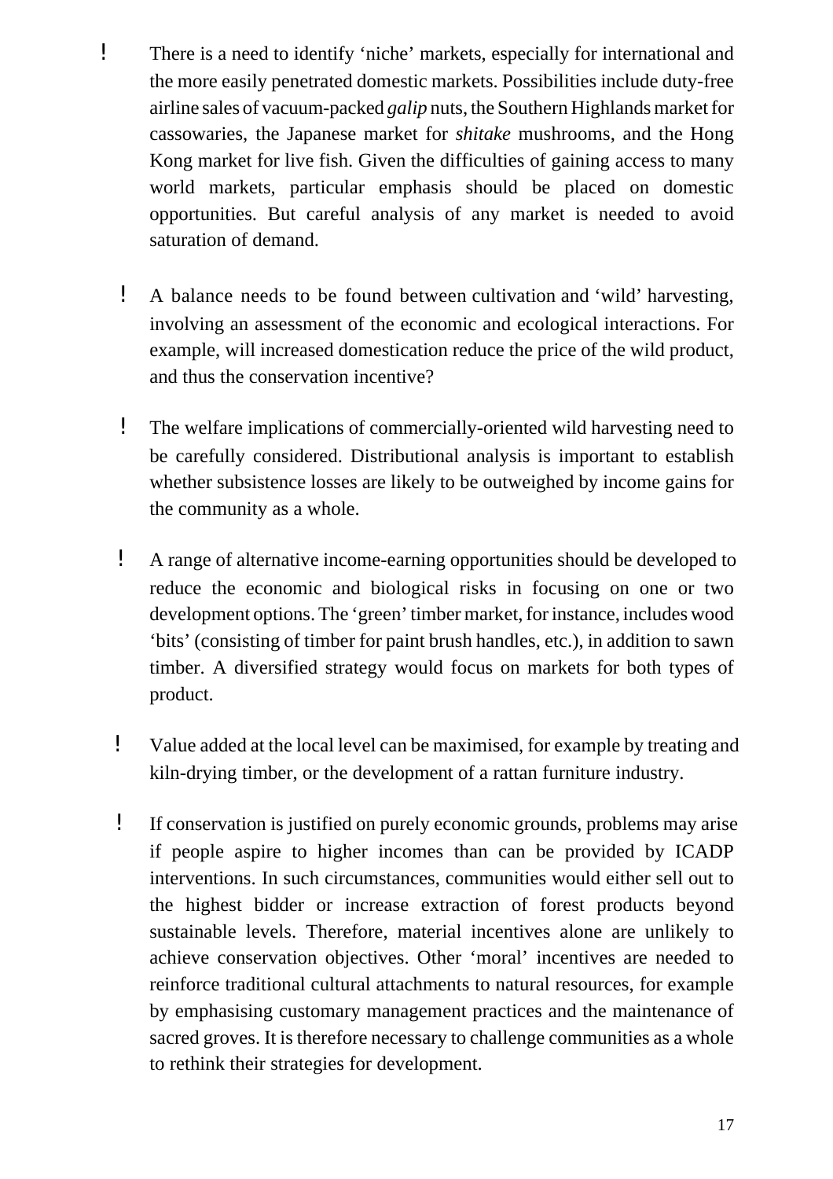- There is a need to identify 'niche' markets, especially for international and the more easily penetrated domestic markets. Possibilities include duty-free airline sales of vacuum-packed *galip* nuts, the Southern Highlands market for cassowaries, the Japanese market for *shitake* mushrooms, and the Hong Kong market for live fish. Given the difficulties of gaining access to many world markets, particular emphasis should be placed on domestic opportunities. But careful analysis of any market is needed to avoid saturation of demand.

- A balance needs to be found between cultivation and 'wild' harvesting, involving an assessment of the economic and ecological interactions. For example, will increased domestication reduce the price of the wild product, and thus the conservation incentive?

- The welfare implications of commercially-oriented wild harvesting need to be carefully considered. Distributional analysis is important to establish whether subsistence losses are likely to be outweighed by income gains for the community as a whole.

- A range of alternative income-earning opportunities should be developed to reduce the economic and biological risks in focusing on one or two development options. The 'green' timber market, for instance, includes wood 'bits' (consisting of timber for paint brush handles, etc.), in addition to sawn timber. A diversified strategy would focus on markets for both types of product.

- Value added at the local level can be maximised, for example by treating and kiln-drying timber, or the development of a rattan furniture industry.

- If conservation is justified on purely economic grounds, problems may arise if people aspire to higher incomes than can be provided by ICADP interventions. In such circumstances, communities would either sell out to the highest bidder or increase extraction of forest products beyond sustainable levels. Therefore, material incentives alone are unlikely to achieve conservation objectives. Other 'moral' incentives are needed to reinforce traditional cultural attachments to natural resources, for example by emphasising customary management practices and the maintenance of sacred groves. It is therefore necessary to challenge communities as a whole to rethink their strategies for development.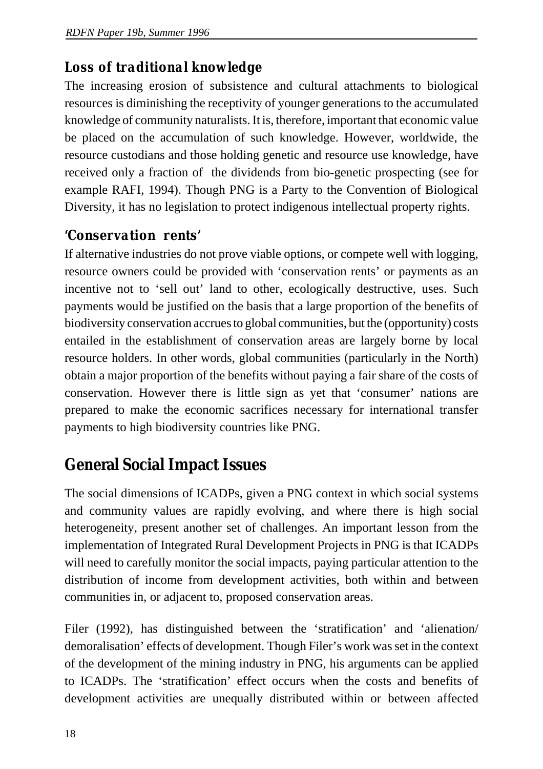### Loss of traditional knowledge

The increasing erosion of subsistence and cultural attachments to biological resources is diminishing the receptivity of younger generations to the accumulated knowledge of community naturalists. It is, therefore, important that economic value be placed on the accumulation of such knowledge. However, worldwide, the resource custodians and those holding genetic and resource use knowledge, have received only a fraction of the dividends from bio-genetic prospecting (see for example RAFI, 1994). Though PNG is a Party to the Convention of Biological Diversity, it has no legislation to protect indigenous intellectual property rights.

### 'Conservation rents'

If alternative industries do not prove viable options, or compete well with logging, resource owners could be provided with 'conservation rents' or payments as an incentive not to 'sell out' land to other, ecologically destructive, uses. Such payments would be justified on the basis that a large proportion of the benefits of biodiversity conservation accrues to global communities, but the (opportunity) costs entailed in the establishment of conservation areas are largely borne by local resource holders. In other words, global communities (particularly in the North) obtain a major proportion of the benefits without paying a fair share of the costs of conservation. However there is little sign as yet that 'consumer' nations are prepared to make the economic sacrifices necessary for international transfer payments to high biodiversity countries like PNG.

## General Social Impact Issues

The social dimensions of ICADPs, given a PNG context in which social systems and community values are rapidly evolving, and where there is high social heterogeneity, present another set of challenges. An important lesson from the implementation of Integrated Rural Development Projects in PNG is that ICADPs will need to carefully monitor the social impacts, paying particular attention to the distribution of income from development activities, both within and between communities in, or adjacent to, proposed conservation areas.

Filer (1992), has distinguished between the 'stratification' and 'alienation/ demoralisation' effects of development. Though Filer's work was set in the context of the development of the mining industry in PNG, his arguments can be applied to ICADPs. The 'stratification' effect occurs when the costs and benefits of development activities are unequally distributed within or between affected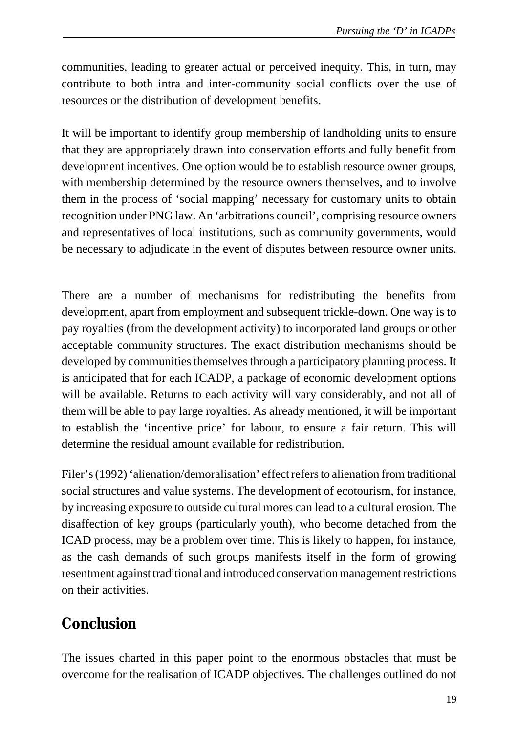communities, leading to greater actual or perceived inequity. This, in turn, may contribute to both intra and inter-community social conflicts over the use of resources or the distribution of development benefits.

It will be important to identify group membership of landholding units to ensure that they are appropriately drawn into conservation efforts and fully benefit from development incentives. One option would be to establish resource owner groups, with membership determined by the resource owners themselves, and to involve them in the process of 'social mapping' necessary for customary units to obtain recognition under PNG law. An 'arbitrations council', comprising resource owners and representatives of local institutions, such as community governments, would be necessary to adjudicate in the event of disputes between resource owner units.

There are a number of mechanisms for redistributing the benefits from development, apart from employment and subsequent trickle-down. One way is to pay royalties (from the development activity) to incorporated land groups or other acceptable community structures. The exact distribution mechanisms should be developed by communities themselves through a participatory planning process. It is anticipated that for each ICADP, a package of economic development options will be available. Returns to each activity will vary considerably, and not all of them will be able to pay large royalties. As already mentioned, it will be important to establish the 'incentive price' for labour, to ensure a fair return. This will determine the residual amount available for redistribution.

Filer's (1992) 'alienation/demoralisation' effect refers to alienation from traditional social structures and value systems. The development of ecotourism, for instance, by increasing exposure to outside cultural mores can lead to a cultural erosion. The disaffection of key groups (particularly youth), who become detached from the ICAD process, may be a problem over time. This is likely to happen, for instance, as the cash demands of such groups manifests itself in the form of growing resentment against traditional and introduced conservation management restrictions on their activities.

## Conclusion

The issues charted in this paper point to the enormous obstacles that must be overcome for the realisation of ICADP objectives. The challenges outlined do not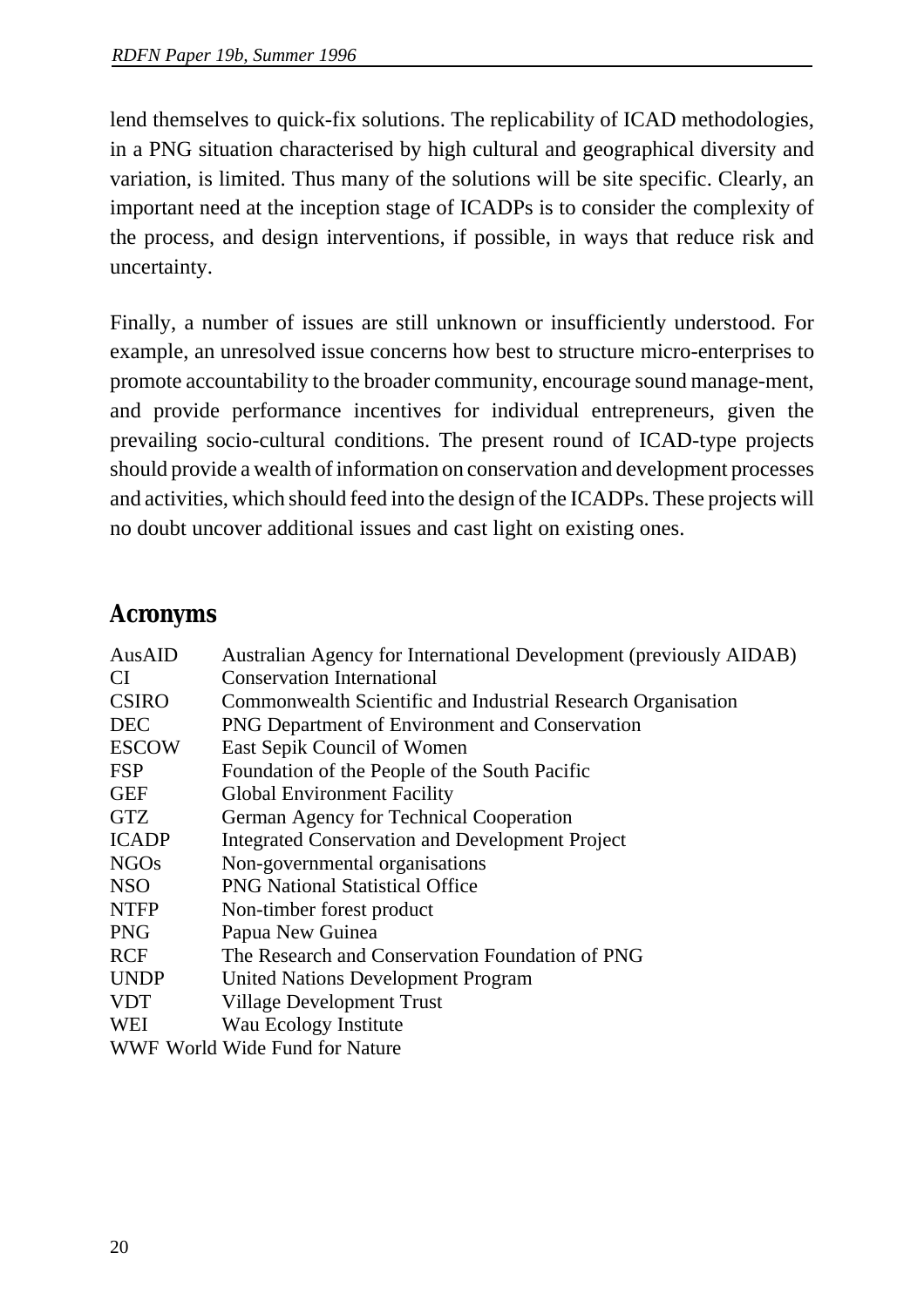lend themselves to quick-fix solutions. The replicability of ICAD methodologies, in a PNG situation characterised by high cultural and geographical diversity and variation, is limited. Thus many of the solutions will be site specific. Clearly, an important need at the inception stage of ICADPs is to consider the complexity of the process, and design interventions, if possible, in ways that reduce risk and uncertainty.

Finally, a number of issues are still unknown or insufficiently understood. For example, an unresolved issue concerns how best to structure micro-enterprises to promote accountability to the broader community, encourage sound manage-ment, and provide performance incentives for individual entrepreneurs, given the prevailing socio-cultural conditions. The present round of ICAD-type projects should provide a wealth of information on conservation and development processes and activities, which should feed into the design of the ICADPs. These projects will no doubt uncover additional issues and cast light on existing ones.

## Acronyms

| | |
|---|---|
| AusAID | Australian Agency for International Development (previously AIDAB) |
| CI | Conservation International |
| CSIRO | Commonwealth Scientific and Industrial Research Organisation |
| DEC | PNG Department of Environment and Conservation |
| ESCOW | East Sepik Council of Women |
| FSP | Foundation of the People of the South Pacific |
| GEF | Global Environment Facility |
| GTZ | German Agency for Technical Cooperation |
| ICADP | Integrated Conservation and Development Project |
| NGOs | Non-governmental organisations |
| NSO | PNG National Statistical Office |
| NTFP | Non-timber forest product |
| PNG | Papua New Guinea |
| RCF | The Research and Conservation Foundation of PNG |
| UNDP | United Nations Development Program |
| VDT | Village Development Trust |
| WEI | Wau Ecology Institute |
| WWF | World Wide Fund for Nature |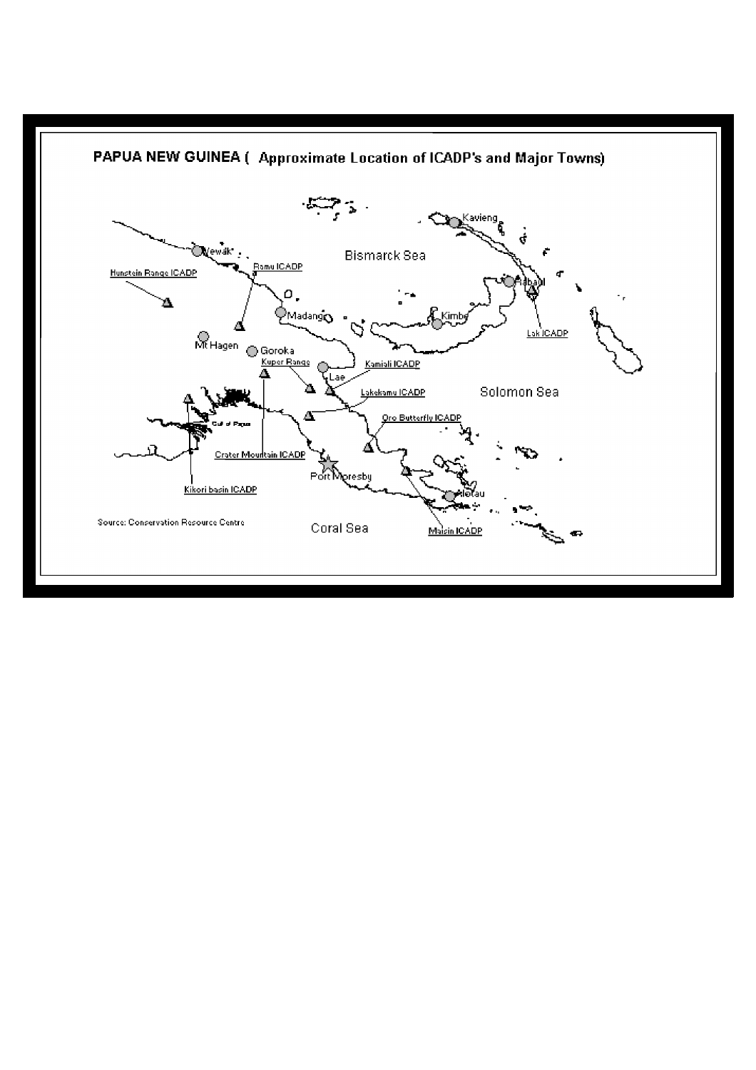**PAPUA NEW GUINEA ( Approximate Location of ICADP's and Major Towns)**

Source: Conservation Resource Centre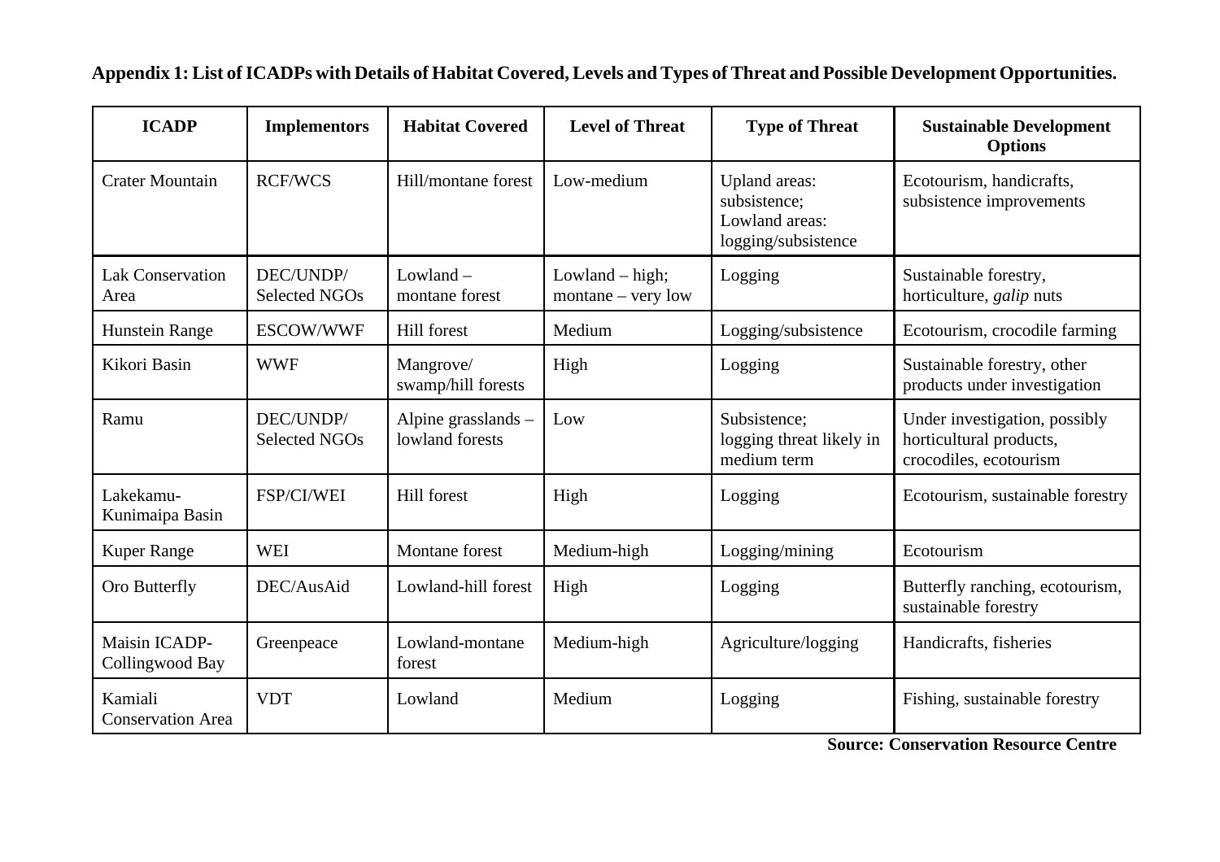**Appendix 1: List of ICADPs with Details of Habitat Covered, Levels and Types of Threat and Possible Development Opportunities.**

| ICADP | Implementors | Habitat Covered | Level of Threat | Type of Threat | Sustainable Development Options |
|---|---|---|---|---|---|
| Crater Mountain | RCF/WCS | Hill/montane forest | Low-medium | Upland areas: subsistence; Lowland areas: logging/subsistence | Ecotourism, handicrafts, subsistence improvements |
| Lak Conservation Area | DEC/UNDP/ Selected NGOs | Lowland – montane forest | Lowland – high; montane – very low | Logging | Sustainable forestry, horticulture, *galip* nuts |
| Hunstein Range | ESCOW/WWF | Hill forest | Medium | Logging/subsistence | Ecotourism, crocodile farming |
| Kikori Basin | WWF | Mangrove/ swamp/hill forests | High | Logging | Sustainable forestry, other products under investigation |
| Ramu | DEC/UNDP/ Selected NGOs | Alpine grasslands – lowland forests | Low | Subsistence; logging threat likely in medium term | Under investigation, possibly horticultural products, crocodiles, ecotourism |
| Lakekamu-Kunimaipa Basin | FSP/CI/WEI | Hill forest | High | Logging | Ecotourism, sustainable forestry |
| Kuper Range | WEI | Montane forest | Medium-high | Logging/mining | Ecotourism |
| Oro Butterfly | DEC/AusAid | Lowland-hill forest | High | Logging | Butterfly ranching, ecotourism, sustainable forestry |
| Maisin ICADP-Collingwood Bay | Greenpeace | Lowland-montane forest | Medium-high | Agriculture/logging | Handicrafts, fisheries |
| Kamiali Conservation Area | VDT | Lowland | Medium | Logging | Fishing, sustainable forestry |

**Source: Conservation Resource Centre**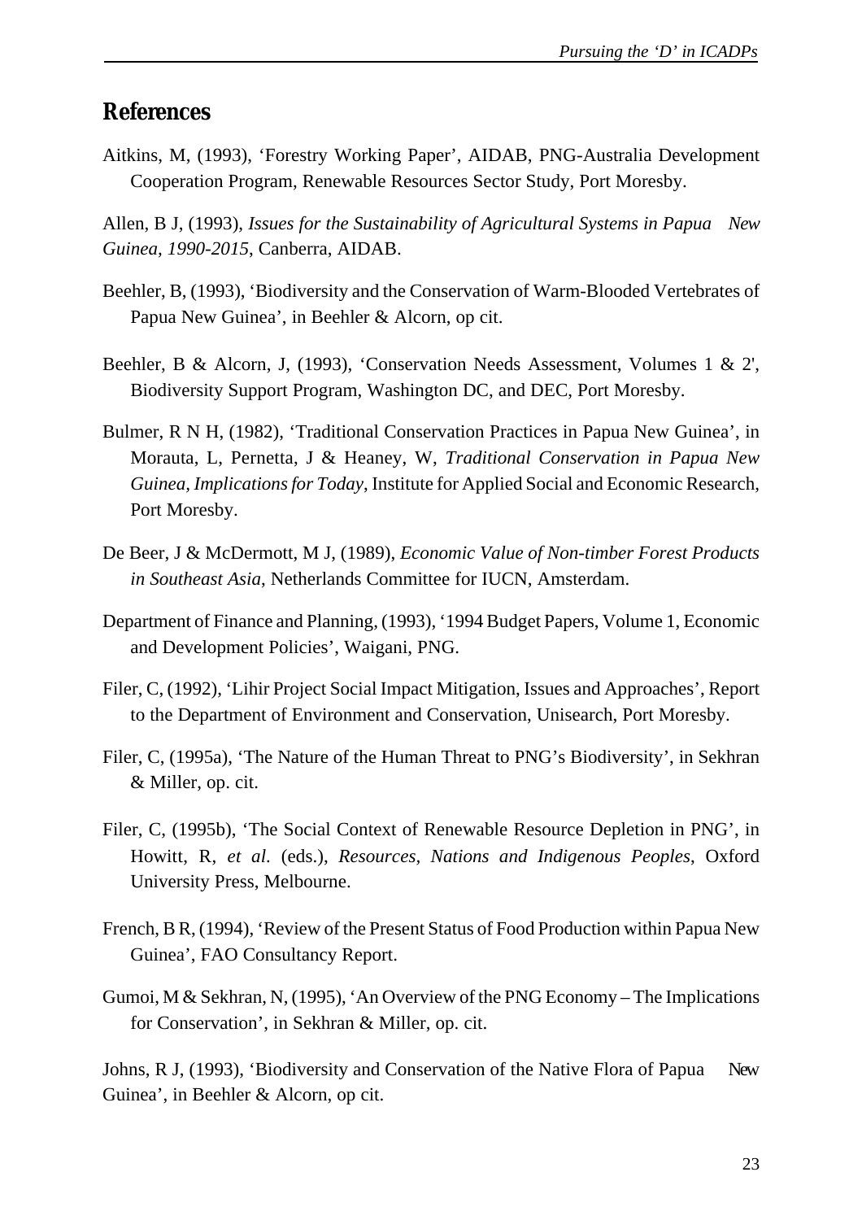## References

Aitkins, M, (1993), 'Forestry Working Paper', AIDAB, PNG-Australia Development Cooperation Program, Renewable Resources Sector Study, Port Moresby.

Allen, B J, (1993), *Issues for the Sustainability of Agricultural Systems in Papua New Guinea, 1990-2015*, Canberra, AIDAB.

Beehler, B, (1993), 'Biodiversity and the Conservation of Warm-Blooded Vertebrates of Papua New Guinea', in Beehler & Alcorn, op cit.

Beehler, B & Alcorn, J, (1993), 'Conservation Needs Assessment, Volumes 1 & 2', Biodiversity Support Program, Washington DC, and DEC, Port Moresby.

Bulmer, R N H, (1982), 'Traditional Conservation Practices in Papua New Guinea', in Morauta, L, Pernetta, J & Heaney, W, *Traditional Conservation in Papua New Guinea, Implications for Today*, Institute for Applied Social and Economic Research, Port Moresby.

De Beer, J & McDermott, M J, (1989), *Economic Value of Non-timber Forest Products in Southeast Asia*, Netherlands Committee for IUCN, Amsterdam.

Department of Finance and Planning, (1993), '1994 Budget Papers, Volume 1, Economic and Development Policies', Waigani, PNG.

Filer, C, (1992), 'Lihir Project Social Impact Mitigation, Issues and Approaches', Report to the Department of Environment and Conservation, Unisearch, Port Moresby.

Filer, C, (1995a), 'The Nature of the Human Threat to PNG's Biodiversity', in Sekhran & Miller, op. cit.

Filer, C, (1995b), 'The Social Context of Renewable Resource Depletion in PNG', in Howitt, R, *et al*. (eds.), *Resources, Nations and Indigenous Peoples*, Oxford University Press, Melbourne.

French, B R, (1994), 'Review of the Present Status of Food Production within Papua New Guinea', FAO Consultancy Report.

Gumoi, M & Sekhran, N, (1995), 'An Overview of the PNG Economy – The Implications for Conservation', in Sekhran & Miller, op. cit.

Johns, R J, (1993), 'Biodiversity and Conservation of the Native Flora of Papua New Guinea', in Beehler & Alcorn, op cit.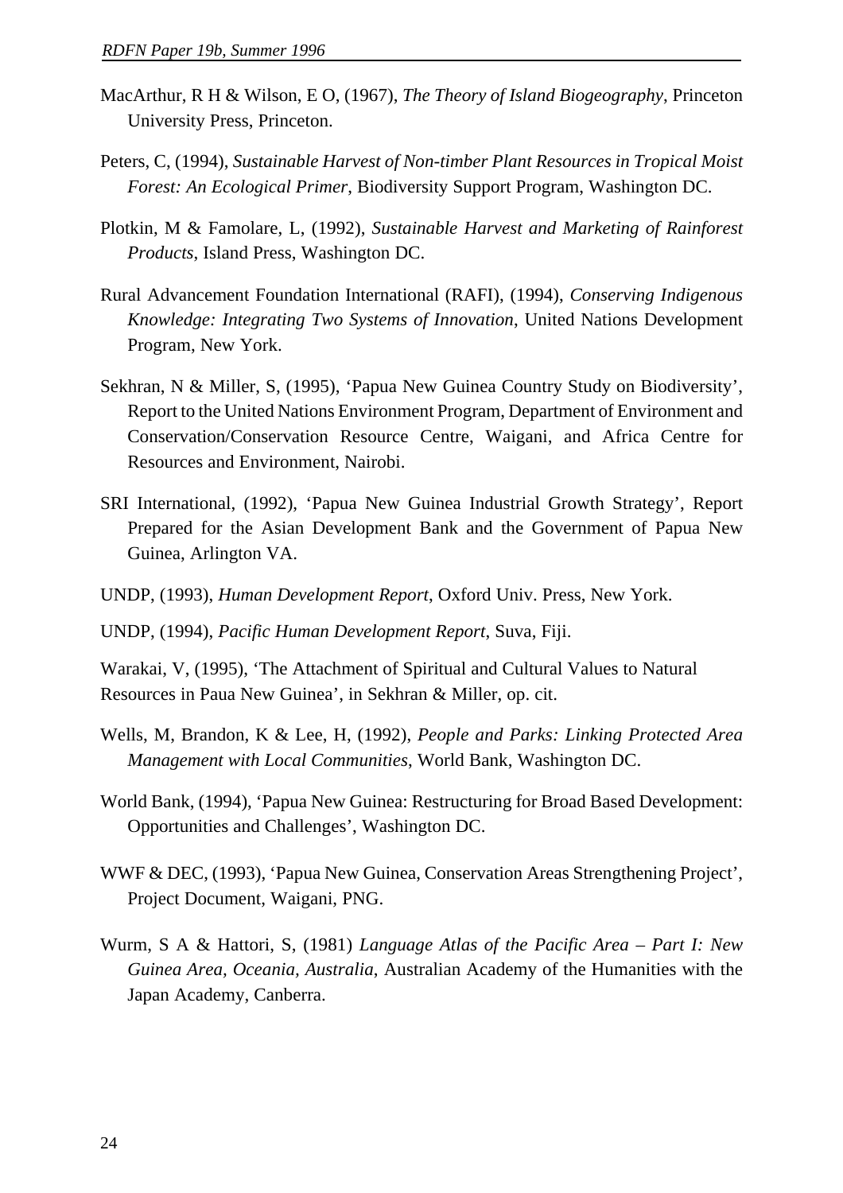MacArthur, R H & Wilson, E O, (1967), *The Theory of Island Biogeography*, Princeton University Press, Princeton.

Peters, C, (1994), *Sustainable Harvest of Non-timber Plant Resources in Tropical Moist Forest: An Ecological Primer*, Biodiversity Support Program, Washington DC.

Plotkin, M & Famolare, L, (1992), *Sustainable Harvest and Marketing of Rainforest Products*, Island Press, Washington DC.

Rural Advancement Foundation International (RAFI), (1994), *Conserving Indigenous Knowledge: Integrating Two Systems of Innovation*, United Nations Development Program, New York.

Sekhran, N & Miller, S, (1995), 'Papua New Guinea Country Study on Biodiversity', Report to the United Nations Environment Program, Department of Environment and Conservation/Conservation Resource Centre, Waigani, and Africa Centre for Resources and Environment, Nairobi.

SRI International, (1992), 'Papua New Guinea Industrial Growth Strategy', Report Prepared for the Asian Development Bank and the Government of Papua New Guinea, Arlington VA.

UNDP, (1993), *Human Development Report*, Oxford Univ. Press, New York.

UNDP, (1994), *Pacific Human Development Report*, Suva, Fiji.

Warakai, V, (1995), 'The Attachment of Spiritual and Cultural Values to Natural Resources in Paua New Guinea', in Sekhran & Miller, op. cit.

Wells, M, Brandon, K & Lee, H, (1992), *People and Parks: Linking Protected Area Management with Local Communities*, World Bank, Washington DC.

World Bank, (1994), 'Papua New Guinea: Restructuring for Broad Based Development: Opportunities and Challenges', Washington DC.

WWF & DEC, (1993), 'Papua New Guinea, Conservation Areas Strengthening Project', Project Document, Waigani, PNG.

Wurm, S A & Hattori, S, (1981) *Language Atlas of the Pacific Area – Part I: New Guinea Area, Oceania, Australia*, Australian Academy of the Humanities with the Japan Academy, Canberra.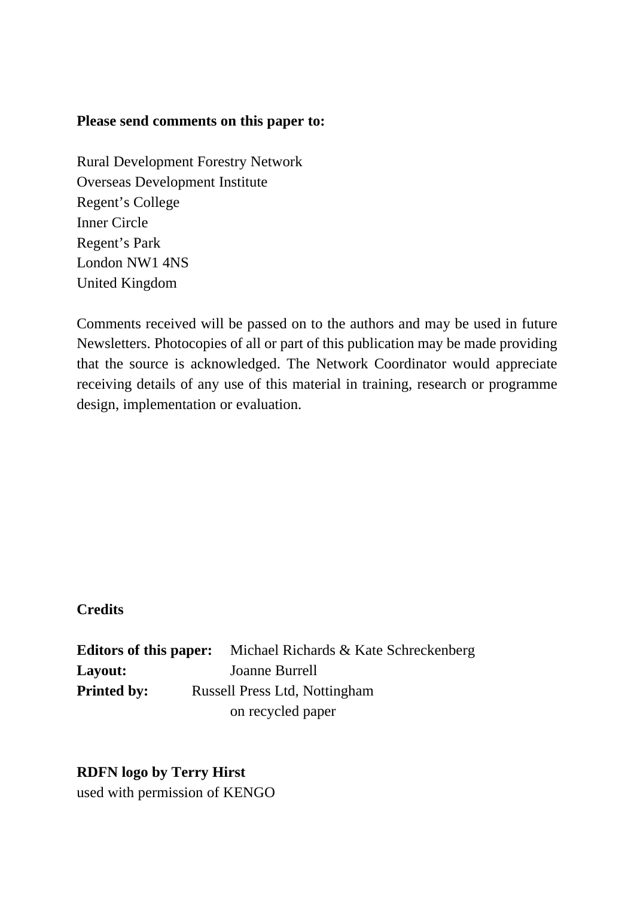**Please send comments on this paper to:**

Rural Development Forestry Network  
Overseas Development Institute  
Regent's College  
Inner Circle  
Regent's Park  
London NW1 4NS  
United Kingdom

Comments received will be passed on to the authors and may be used in future Newsletters. Photocopies of all or part of this publication may be made providing that the source is acknowledged. The Network Coordinator would appreciate receiving details of any use of this material in training, research or programme design, implementation or evaluation.

**Credits**

**Editors of this paper:** Michael Richards & Kate Schreckenberg  
**Layout:** Joanne Burrell  
**Printed by:** Russell Press Ltd, Nottingham on recycled paper

**RDFN logo by Terry Hirst**  
used with permission of KENGO